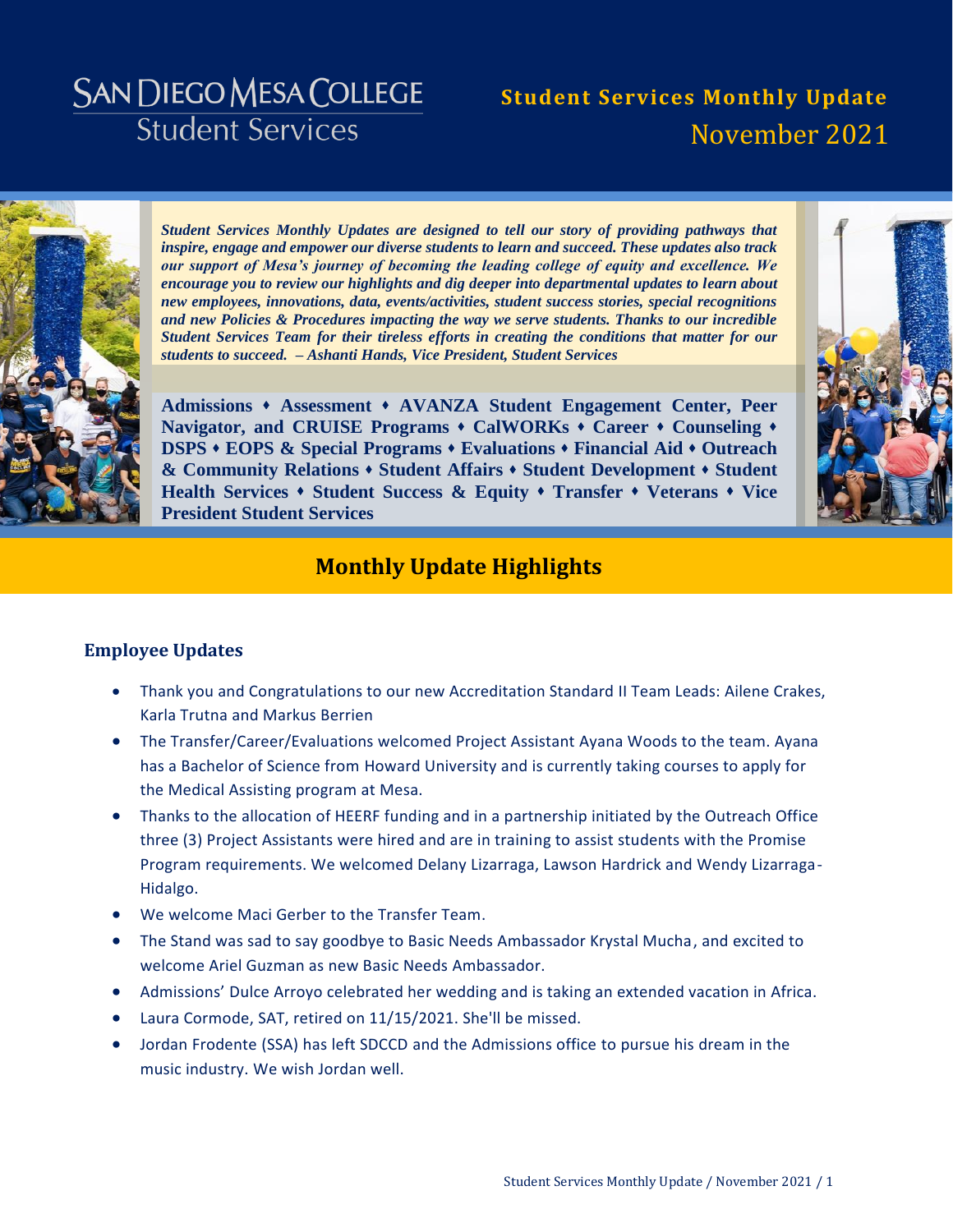# SAN DIEGO MESA COLLEGE Student Services

## Student Services Monthly Update
## November 2021

***Student Services Monthly Updates are designed to tell our story of providing pathways that inspire, engage and empower our diverse students to learn and succeed. These updates also track our support of Mesa's journey of becoming the leading college of equity and excellence. We encourage you to review our highlights and dig deeper into departmental updates to learn about new employees, innovations, data, events/activities, student success stories, special recognitions and new Policies & Procedures impacting the way we serve students. Thanks to our incredible Student Services Team for their tireless efforts in creating the conditions that matter for our students to succeed. – Ashanti Hands, Vice President, Student Services***

**Admissions ♦ Assessment ♦ AVANZA Student Engagement Center, Peer Navigator, and CRUISE Programs ♦ CalWORKs ♦ Career ♦ Counseling ♦ DSPS ♦ EOPS & Special Programs ♦ Evaluations ♦ Financial Aid ♦ Outreach & Community Relations ♦ Student Affairs ♦ Student Development ♦ Student Health Services ♦ Student Success & Equity ♦ Transfer ♦ Veterans ♦ Vice President Student Services**

## Monthly Update Highlights

### Employee Updates

- Thank you and Congratulations to our new Accreditation Standard II Team Leads: Ailene Crakes, Karla Trutna and Markus Berrien
- The Transfer/Career/Evaluations welcomed Project Assistant Ayana Woods to the team. Ayana has a Bachelor of Science from Howard University and is currently taking courses to apply for the Medical Assisting program at Mesa.
- Thanks to the allocation of HEERF funding and in a partnership initiated by the Outreach Office three (3) Project Assistants were hired and are in training to assist students with the Promise Program requirements. We welcomed Delany Lizarraga, Lawson Hardrick and Wendy Lizarraga-Hidalgo.
- We welcome Maci Gerber to the Transfer Team.
- The Stand was sad to say goodbye to Basic Needs Ambassador Krystal Mucha, and excited to welcome Ariel Guzman as new Basic Needs Ambassador.
- Admissions' Dulce Arroyo celebrated her wedding and is taking an extended vacation in Africa.
- Laura Cormode, SAT, retired on 11/15/2021. She'll be missed.
- Jordan Frodente (SSA) has left SDCCD and the Admissions office to pursue his dream in the music industry. We wish Jordan well.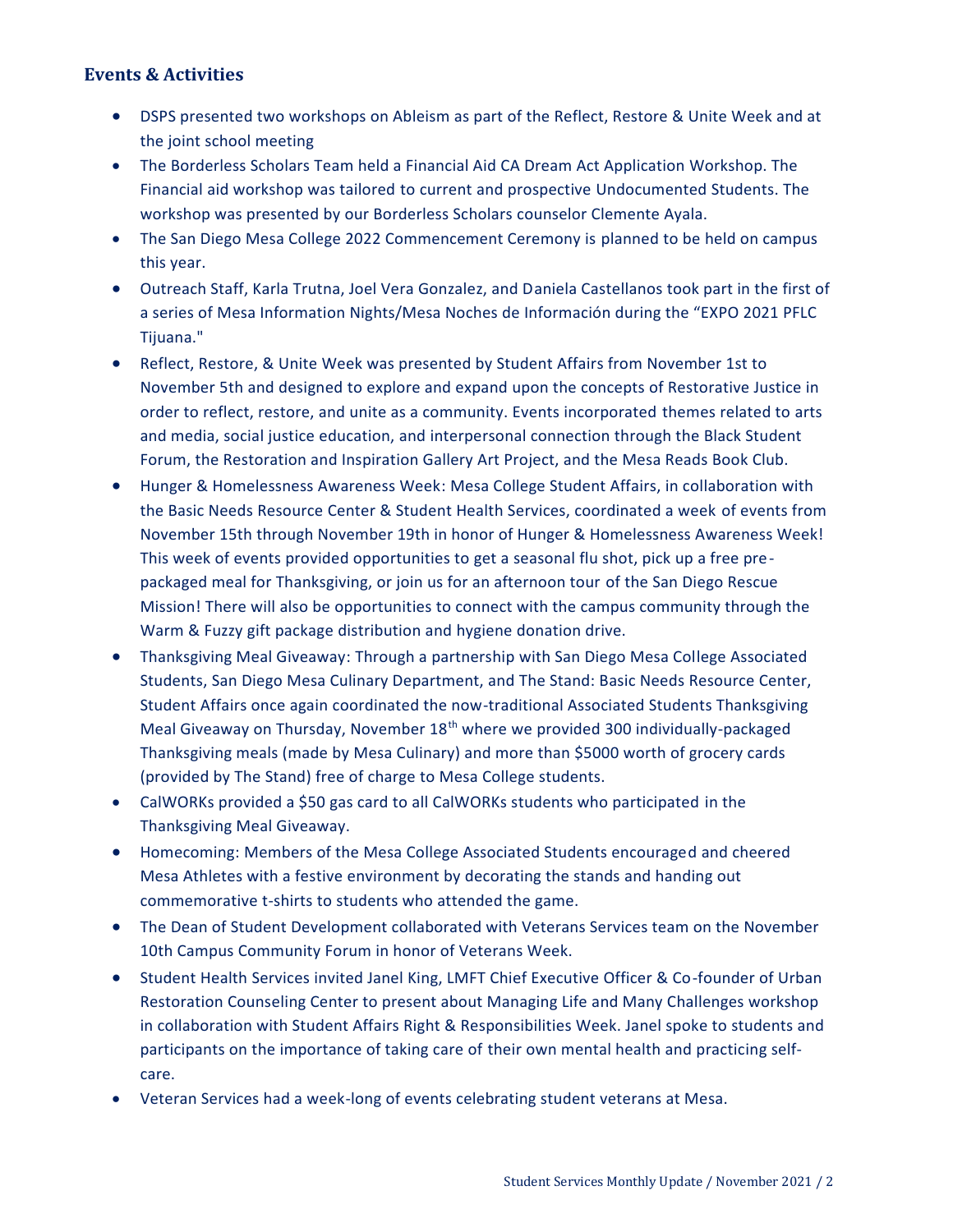### Events & Activities

- DSPS presented two workshops on Ableism as part of the Reflect, Restore & Unite Week and at the joint school meeting
- The Borderless Scholars Team held a Financial Aid CA Dream Act Application Workshop. The Financial aid workshop was tailored to current and prospective Undocumented Students. The workshop was presented by our Borderless Scholars counselor Clemente Ayala.
- The San Diego Mesa College 2022 Commencement Ceremony is planned to be held on campus this year.
- Outreach Staff, Karla Trutna, Joel Vera Gonzalez, and Daniela Castellanos took part in the first of a series of Mesa Information Nights/Mesa Noches de Información during the "EXPO 2021 PFLC Tijuana."
- Reflect, Restore, & Unite Week was presented by Student Affairs from November 1st to November 5th and designed to explore and expand upon the concepts of Restorative Justice in order to reflect, restore, and unite as a community. Events incorporated themes related to arts and media, social justice education, and interpersonal connection through the Black Student Forum, the Restoration and Inspiration Gallery Art Project, and the Mesa Reads Book Club.
- Hunger & Homelessness Awareness Week: Mesa College Student Affairs, in collaboration with the Basic Needs Resource Center & Student Health Services, coordinated a week of events from November 15th through November 19th in honor of Hunger & Homelessness Awareness Week! This week of events provided opportunities to get a seasonal flu shot, pick up a free pre-packaged meal for Thanksgiving, or join us for an afternoon tour of the San Diego Rescue Mission! There will also be opportunities to connect with the campus community through the Warm & Fuzzy gift package distribution and hygiene donation drive.
- Thanksgiving Meal Giveaway: Through a partnership with San Diego Mesa College Associated Students, San Diego Mesa Culinary Department, and The Stand: Basic Needs Resource Center, Student Affairs once again coordinated the now-traditional Associated Students Thanksgiving Meal Giveaway on Thursday, November 18th where we provided 300 individually-packaged Thanksgiving meals (made by Mesa Culinary) and more than $5000 worth of grocery cards (provided by The Stand) free of charge to Mesa College students.
- CalWORKs provided a $50 gas card to all CalWORKs students who participated in the Thanksgiving Meal Giveaway.
- Homecoming: Members of the Mesa College Associated Students encouraged and cheered Mesa Athletes with a festive environment by decorating the stands and handing out commemorative t-shirts to students who attended the game.
- The Dean of Student Development collaborated with Veterans Services team on the November 10th Campus Community Forum in honor of Veterans Week.
- Student Health Services invited Janel King, LMFT Chief Executive Officer & Co-founder of Urban Restoration Counseling Center to present about Managing Life and Many Challenges workshop in collaboration with Student Affairs Right & Responsibilities Week. Janel spoke to students and participants on the importance of taking care of their own mental health and practicing self-care.
- Veteran Services had a week-long of events celebrating student veterans at Mesa.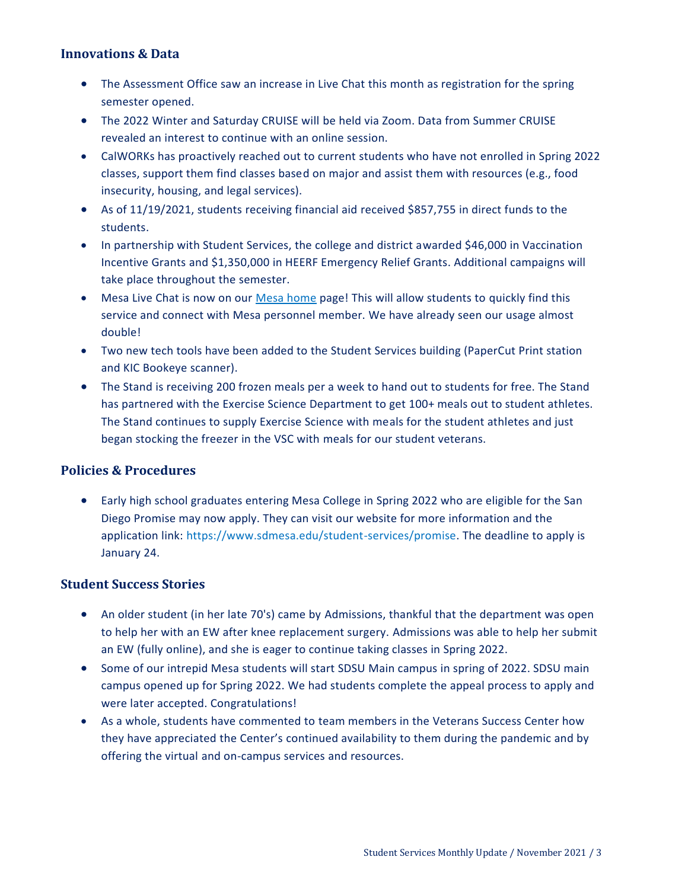## Innovations & Data

- The Assessment Office saw an increase in Live Chat this month as registration for the spring semester opened.
- The 2022 Winter and Saturday CRUISE will be held via Zoom. Data from Summer CRUISE revealed an interest to continue with an online session.
- CalWORKs has proactively reached out to current students who have not enrolled in Spring 2022 classes, support them find classes based on major and assist them with resources (e.g., food insecurity, housing, and legal services).
- As of 11/19/2021, students receiving financial aid received $857,755 in direct funds to the students.
- In partnership with Student Services, the college and district awarded $46,000 in Vaccination Incentive Grants and $1,350,000 in HEERF Emergency Relief Grants. Additional campaigns will take place throughout the semester.
- Mesa Live Chat is now on our Mesa home page! This will allow students to quickly find this service and connect with Mesa personnel member. We have already seen our usage almost double!
- Two new tech tools have been added to the Student Services building (PaperCut Print station and KIC Bookeye scanner).
- The Stand is receiving 200 frozen meals per a week to hand out to students for free. The Stand has partnered with the Exercise Science Department to get 100+ meals out to student athletes. The Stand continues to supply Exercise Science with meals for the student athletes and just began stocking the freezer in the VSC with meals for our student veterans.

## Policies & Procedures

- Early high school graduates entering Mesa College in Spring 2022 who are eligible for the San Diego Promise may now apply. They can visit our website for more information and the application link: https://www.sdmesa.edu/student-services/promise. The deadline to apply is January 24.

## Student Success Stories

- An older student (in her late 70's) came by Admissions, thankful that the department was open to help her with an EW after knee replacement surgery. Admissions was able to help her submit an EW (fully online), and she is eager to continue taking classes in Spring 2022.
- Some of our intrepid Mesa students will start SDSU Main campus in spring of 2022. SDSU main campus opened up for Spring 2022. We had students complete the appeal process to apply and were later accepted. Congratulations!
- As a whole, students have commented to team members in the Veterans Success Center how they have appreciated the Center's continued availability to them during the pandemic and by offering the virtual and on-campus services and resources.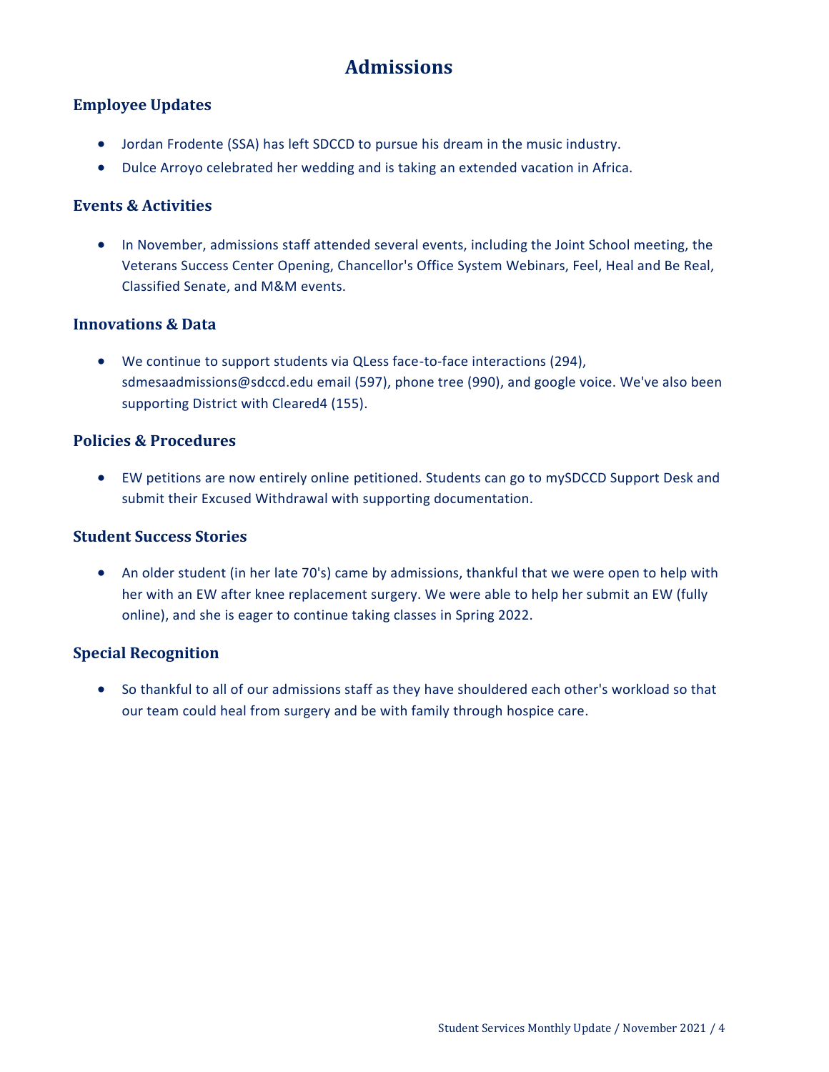# Admissions

## Employee Updates

- Jordan Frodente (SSA) has left SDCCD to pursue his dream in the music industry.
- Dulce Arroyo celebrated her wedding and is taking an extended vacation in Africa.

## Events & Activities

- In November, admissions staff attended several events, including the Joint School meeting, the Veterans Success Center Opening, Chancellor's Office System Webinars, Feel, Heal and Be Real, Classified Senate, and M&M events.

## Innovations & Data

- We continue to support students via QLess face-to-face interactions (294), sdmesaadmissions@sdccd.edu email (597), phone tree (990), and google voice. We've also been supporting District with Cleared4 (155).

## Policies & Procedures

- EW petitions are now entirely online petitioned. Students can go to mySDCCD Support Desk and submit their Excused Withdrawal with supporting documentation.

## Student Success Stories

- An older student (in her late 70's) came by admissions, thankful that we were open to help with her with an EW after knee replacement surgery. We were able to help her submit an EW (fully online), and she is eager to continue taking classes in Spring 2022.

## Special Recognition

- So thankful to all of our admissions staff as they have shouldered each other's workload so that our team could heal from surgery and be with family through hospice care.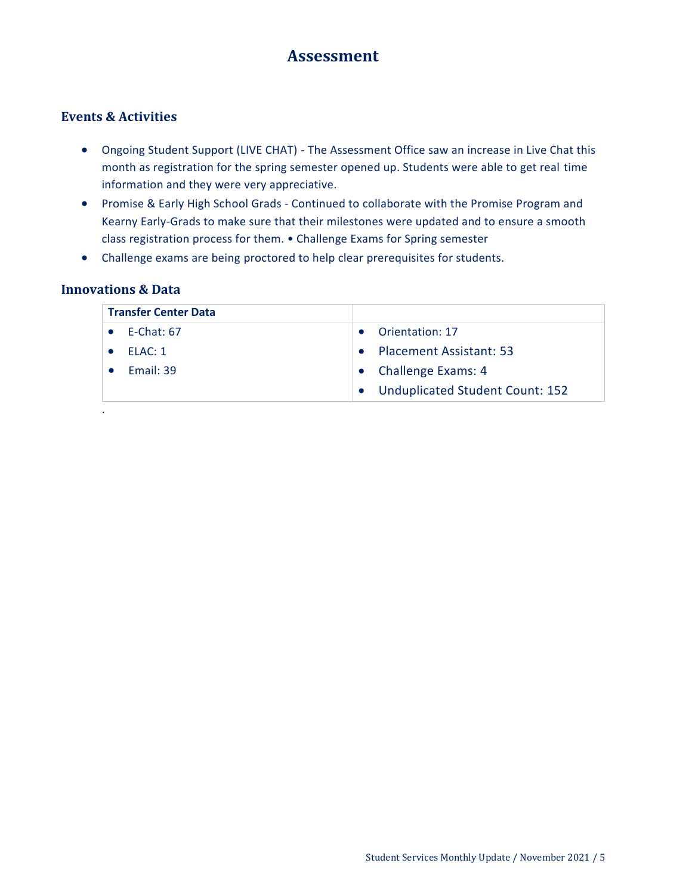# Assessment

## Events & Activities

- Ongoing Student Support (LIVE CHAT) - The Assessment Office saw an increase in Live Chat this month as registration for the spring semester opened up. Students were able to get real time information and they were very appreciative.
- Promise & Early High School Grads - Continued to collaborate with the Promise Program and Kearny Early-Grads to make sure that their milestones were updated and to ensure a smooth class registration process for them. • Challenge Exams for Spring semester
- Challenge exams are being proctored to help clear prerequisites for students.

## Innovations & Data

| Transfer Center Data | |
|---|---|
| • E-Chat: 67 | • Orientation: 17 |
| • ELAC: 1 | • Placement Assistant: 53 |
| • Email: 39 | • Challenge Exams: 4 |
| | • Unduplicated Student Count: 152 |

.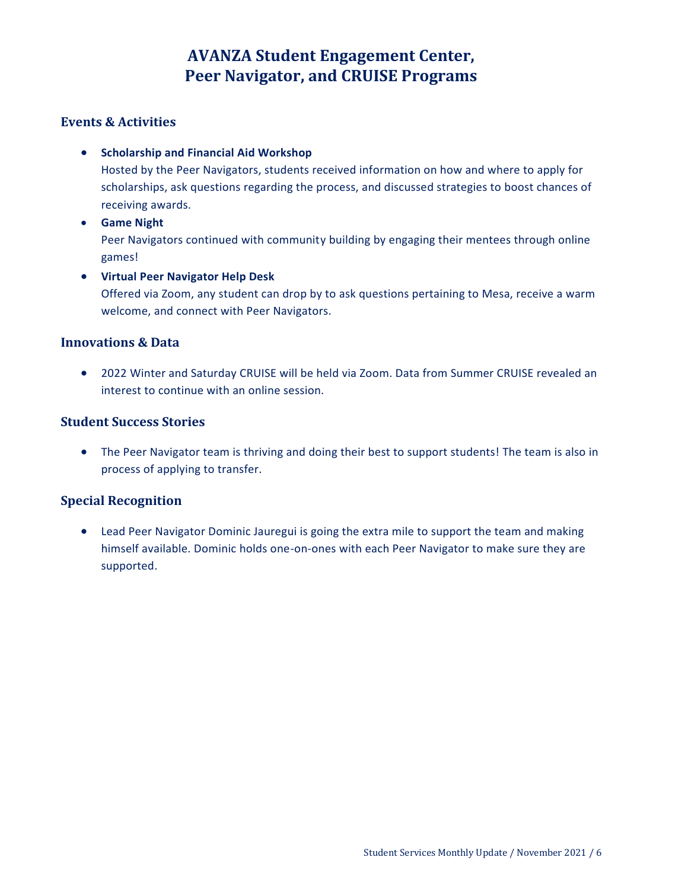# AVANZA Student Engagement Center, Peer Navigator, and CRUISE Programs

## Events & Activities

- **Scholarship and Financial Aid Workshop**
  Hosted by the Peer Navigators, students received information on how and where to apply for scholarships, ask questions regarding the process, and discussed strategies to boost chances of receiving awards.
- **Game Night**
  Peer Navigators continued with community building by engaging their mentees through online games!
- **Virtual Peer Navigator Help Desk**
  Offered via Zoom, any student can drop by to ask questions pertaining to Mesa, receive a warm welcome, and connect with Peer Navigators.

## Innovations & Data

- 2022 Winter and Saturday CRUISE will be held via Zoom. Data from Summer CRUISE revealed an interest to continue with an online session.

## Student Success Stories

- The Peer Navigator team is thriving and doing their best to support students! The team is also in process of applying to transfer.

## Special Recognition

- Lead Peer Navigator Dominic Jauregui is going the extra mile to support the team and making himself available. Dominic holds one-on-ones with each Peer Navigator to make sure they are supported.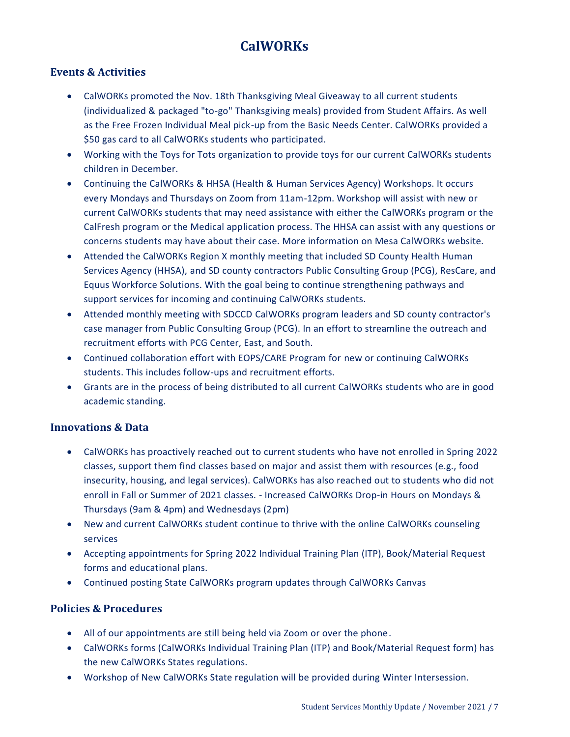# CalWORKs

## Events & Activities

- CalWORKs promoted the Nov. 18th Thanksgiving Meal Giveaway to all current students (individualized & packaged "to-go" Thanksgiving meals) provided from Student Affairs. As well as the Free Frozen Individual Meal pick-up from the Basic Needs Center. CalWORKs provided a $50 gas card to all CalWORKs students who participated.
- Working with the Toys for Tots organization to provide toys for our current CalWORKs students children in December.
- Continuing the CalWORKs & HHSA (Health & Human Services Agency) Workshops. It occurs every Mondays and Thursdays on Zoom from 11am-12pm. Workshop will assist with new or current CalWORKs students that may need assistance with either the CalWORKs program or the CalFresh program or the Medical application process. The HHSA can assist with any questions or concerns students may have about their case. More information on Mesa CalWORKs website.
- Attended the CalWORKs Region X monthly meeting that included SD County Health Human Services Agency (HHSA), and SD county contractors Public Consulting Group (PCG), ResCare, and Equus Workforce Solutions. With the goal being to continue strengthening pathways and support services for incoming and continuing CalWORKs students.
- Attended monthly meeting with SDCCD CalWORKs program leaders and SD county contractor's case manager from Public Consulting Group (PCG). In an effort to streamline the outreach and recruitment efforts with PCG Center, East, and South.
- Continued collaboration effort with EOPS/CARE Program for new or continuing CalWORKs students. This includes follow-ups and recruitment efforts.
- Grants are in the process of being distributed to all current CalWORKs students who are in good academic standing.

## Innovations & Data

- CalWORKs has proactively reached out to current students who have not enrolled in Spring 2022 classes, support them find classes based on major and assist them with resources (e.g., food insecurity, housing, and legal services). CalWORKs has also reached out to students who did not enroll in Fall or Summer of 2021 classes. - Increased CalWORKs Drop-in Hours on Mondays & Thursdays (9am & 4pm) and Wednesdays (2pm)
- New and current CalWORKs student continue to thrive with the online CalWORKs counseling services
- Accepting appointments for Spring 2022 Individual Training Plan (ITP), Book/Material Request forms and educational plans.
- Continued posting State CalWORKs program updates through CalWORKs Canvas

## Policies & Procedures

- All of our appointments are still being held via Zoom or over the phone.
- CalWORKs forms (CalWORKs Individual Training Plan (ITP) and Book/Material Request form) has the new CalWORKs States regulations.
- Workshop of New CalWORKs State regulation will be provided during Winter Intersession.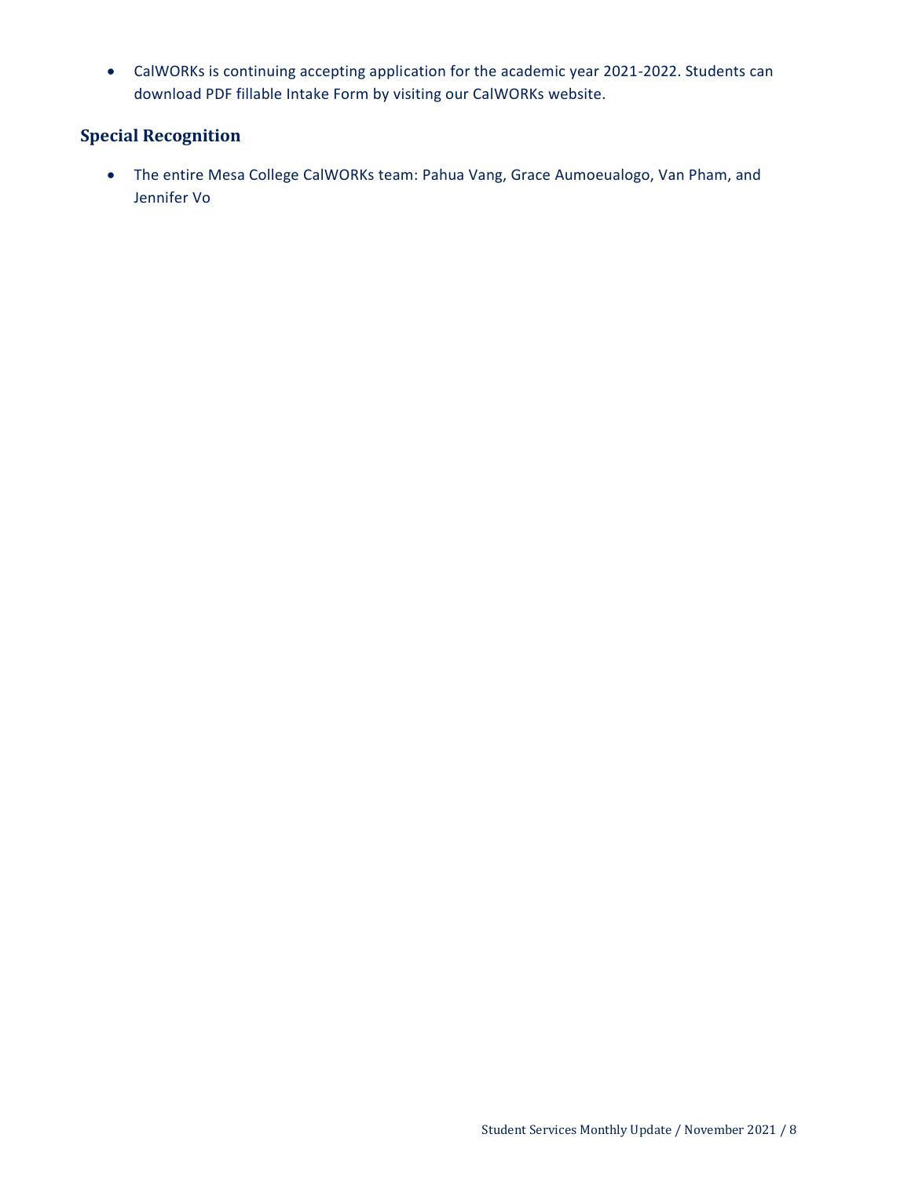- CalWORKs is continuing accepting application for the academic year 2021-2022. Students can download PDF fillable Intake Form by visiting our CalWORKs website.

### Special Recognition

- The entire Mesa College CalWORKs team: Pahua Vang, Grace Aumoeualogo, Van Pham, and Jennifer Vo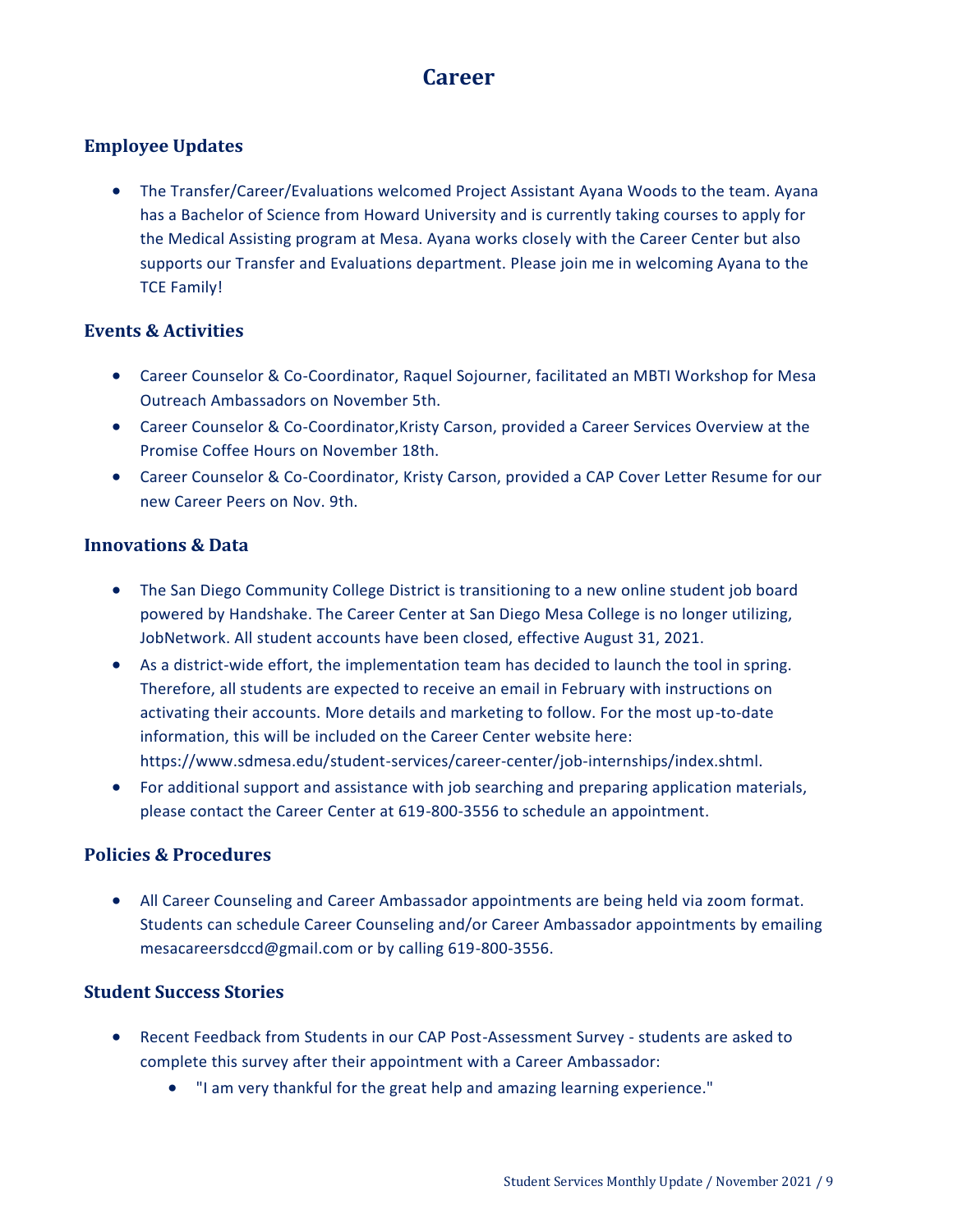# Career

## Employee Updates

- The Transfer/Career/Evaluations welcomed Project Assistant Ayana Woods to the team. Ayana has a Bachelor of Science from Howard University and is currently taking courses to apply for the Medical Assisting program at Mesa. Ayana works closely with the Career Center but also supports our Transfer and Evaluations department. Please join me in welcoming Ayana to the TCE Family!

## Events & Activities

- Career Counselor & Co-Coordinator, Raquel Sojourner, facilitated an MBTI Workshop for Mesa Outreach Ambassadors on November 5th.
- Career Counselor & Co-Coordinator,Kristy Carson, provided a Career Services Overview at the Promise Coffee Hours on November 18th.
- Career Counselor & Co-Coordinator, Kristy Carson, provided a CAP Cover Letter Resume for our new Career Peers on Nov. 9th.

## Innovations & Data

- The San Diego Community College District is transitioning to a new online student job board powered by Handshake. The Career Center at San Diego Mesa College is no longer utilizing, JobNetwork. All student accounts have been closed, effective August 31, 2021.
- As a district-wide effort, the implementation team has decided to launch the tool in spring. Therefore, all students are expected to receive an email in February with instructions on activating their accounts. More details and marketing to follow. For the most up-to-date information, this will be included on the Career Center website here: https://www.sdmesa.edu/student-services/career-center/job-internships/index.shtml.
- For additional support and assistance with job searching and preparing application materials, please contact the Career Center at 619-800-3556 to schedule an appointment.

## Policies & Procedures

- All Career Counseling and Career Ambassador appointments are being held via zoom format. Students can schedule Career Counseling and/or Career Ambassador appointments by emailing mesacareersdccd@gmail.com or by calling 619-800-3556.

## Student Success Stories

- Recent Feedback from Students in our CAP Post-Assessment Survey - students are asked to complete this survey after their appointment with a Career Ambassador:
  - "I am very thankful for the great help and amazing learning experience."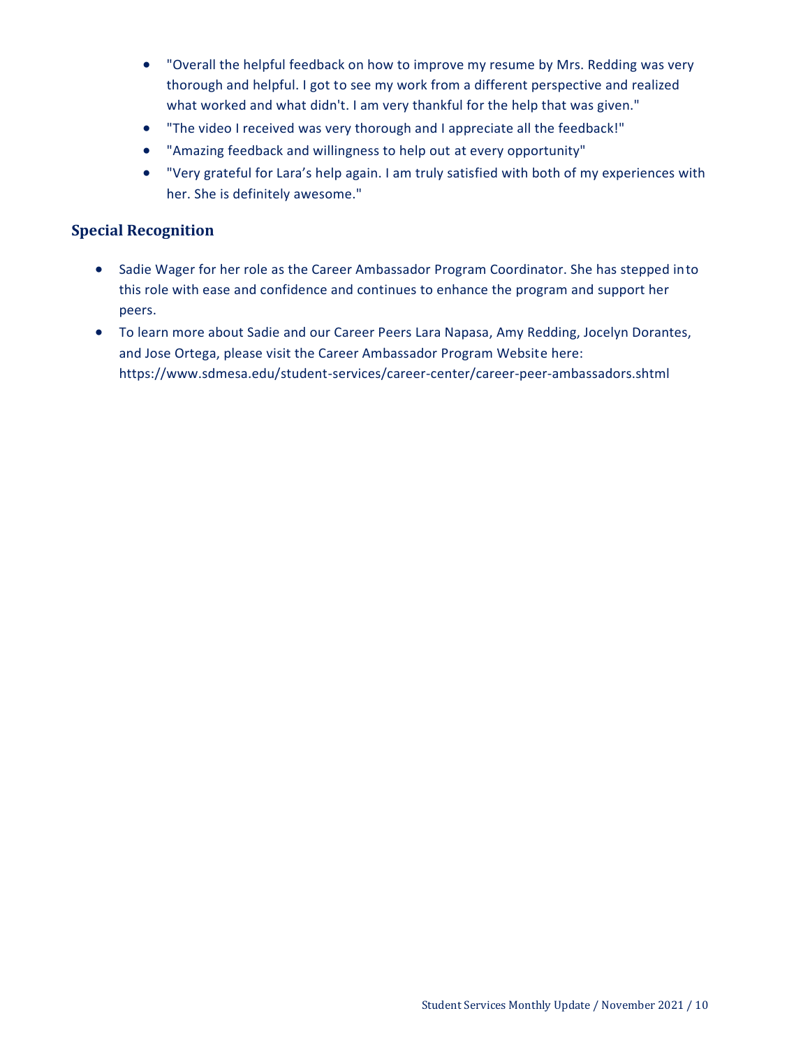- "Overall the helpful feedback on how to improve my resume by Mrs. Redding was very thorough and helpful. I got to see my work from a different perspective and realized what worked and what didn't. I am very thankful for the help that was given."
- "The video I received was very thorough and I appreciate all the feedback!"
- "Amazing feedback and willingness to help out at every opportunity"
- "Very grateful for Lara's help again. I am truly satisfied with both of my experiences with her. She is definitely awesome."

## Special Recognition

- Sadie Wager for her role as the Career Ambassador Program Coordinator. She has stepped into this role with ease and confidence and continues to enhance the program and support her peers.
- To learn more about Sadie and our Career Peers Lara Napasa, Amy Redding, Jocelyn Dorantes, and Jose Ortega, please visit the Career Ambassador Program Website here: https://www.sdmesa.edu/student-services/career-center/career-peer-ambassadors.shtml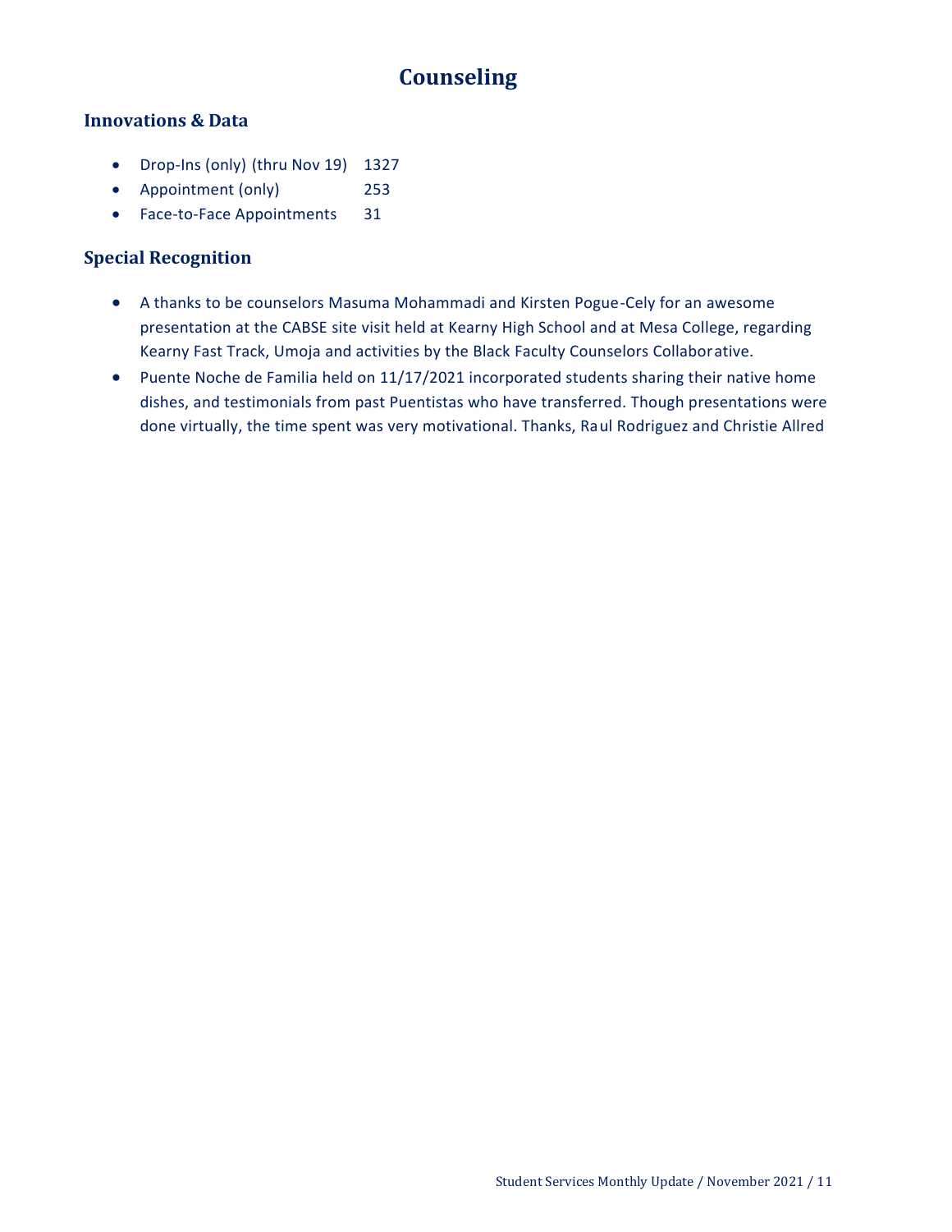# Counseling

## Innovations & Data

- Drop-Ins (only) (thru Nov 19) 1327
- Appointment (only) 253
- Face-to-Face Appointments 31

## Special Recognition

- A thanks to be counselors Masuma Mohammadi and Kirsten Pogue-Cely for an awesome presentation at the CABSE site visit held at Kearny High School and at Mesa College, regarding Kearny Fast Track, Umoja and activities by the Black Faculty Counselors Collaborative.
- Puente Noche de Familia held on 11/17/2021 incorporated students sharing their native home dishes, and testimonials from past Puentistas who have transferred. Though presentations were done virtually, the time spent was very motivational. Thanks, Raul Rodriguez and Christie Allred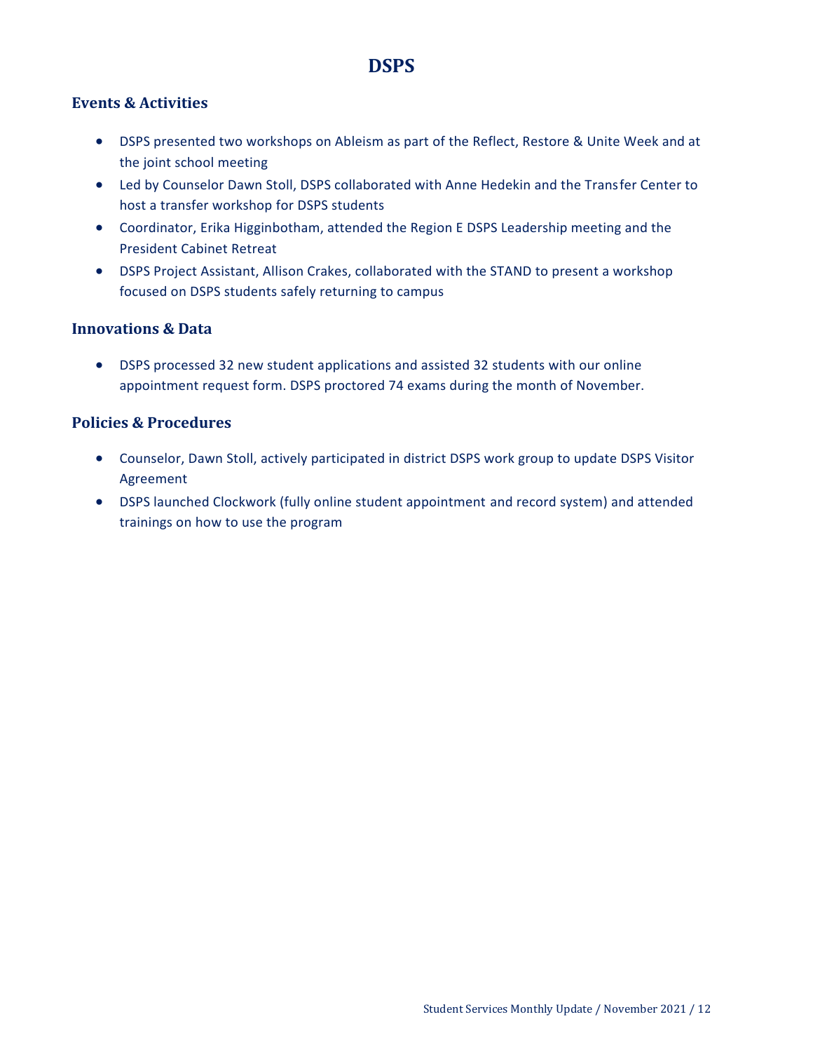# DSPS

## Events & Activities

- DSPS presented two workshops on Ableism as part of the Reflect, Restore & Unite Week and at the joint school meeting
- Led by Counselor Dawn Stoll, DSPS collaborated with Anne Hedekin and the Transfer Center to host a transfer workshop for DSPS students
- Coordinator, Erika Higginbotham, attended the Region E DSPS Leadership meeting and the President Cabinet Retreat
- DSPS Project Assistant, Allison Crakes, collaborated with the STAND to present a workshop focused on DSPS students safely returning to campus

## Innovations & Data

- DSPS processed 32 new student applications and assisted 32 students with our online appointment request form. DSPS proctored 74 exams during the month of November.

## Policies & Procedures

- Counselor, Dawn Stoll, actively participated in district DSPS work group to update DSPS Visitor Agreement
- DSPS launched Clockwork (fully online student appointment and record system) and attended trainings on how to use the program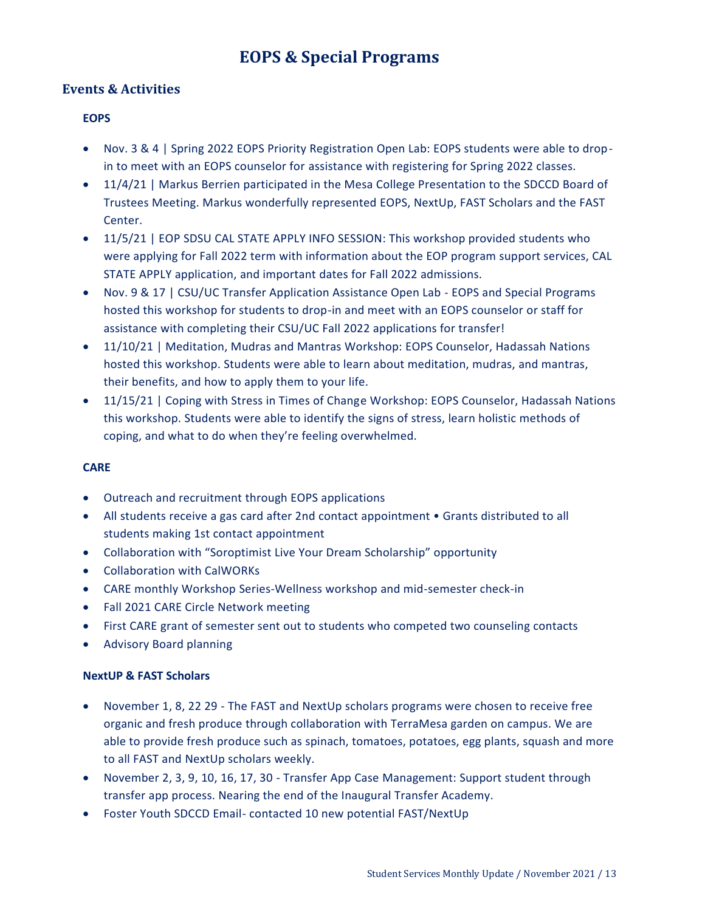# EOPS & Special Programs

## Events & Activities

### EOPS

- Nov. 3 & 4 | Spring 2022 EOPS Priority Registration Open Lab: EOPS students were able to drop-in to meet with an EOPS counselor for assistance with registering for Spring 2022 classes.
- 11/4/21 | Markus Berrien participated in the Mesa College Presentation to the SDCCD Board of Trustees Meeting. Markus wonderfully represented EOPS, NextUp, FAST Scholars and the FAST Center.
- 11/5/21 | EOP SDSU CAL STATE APPLY INFO SESSION: This workshop provided students who were applying for Fall 2022 term with information about the EOP program support services, CAL STATE APPLY application, and important dates for Fall 2022 admissions.
- Nov. 9 & 17 | CSU/UC Transfer Application Assistance Open Lab - EOPS and Special Programs hosted this workshop for students to drop-in and meet with an EOPS counselor or staff for assistance with completing their CSU/UC Fall 2022 applications for transfer!
- 11/10/21 | Meditation, Mudras and Mantras Workshop: EOPS Counselor, Hadassah Nations hosted this workshop. Students were able to learn about meditation, mudras, and mantras, their benefits, and how to apply them to your life.
- 11/15/21 | Coping with Stress in Times of Change Workshop: EOPS Counselor, Hadassah Nations this workshop. Students were able to identify the signs of stress, learn holistic methods of coping, and what to do when they're feeling overwhelmed.

### CARE

- Outreach and recruitment through EOPS applications
- All students receive a gas card after 2nd contact appointment • Grants distributed to all students making 1st contact appointment
- Collaboration with "Soroptimist Live Your Dream Scholarship" opportunity
- Collaboration with CalWORKs
- CARE monthly Workshop Series-Wellness workshop and mid-semester check-in
- Fall 2021 CARE Circle Network meeting
- First CARE grant of semester sent out to students who competed two counseling contacts
- Advisory Board planning

### NextUP & FAST Scholars

- November 1, 8, 22 29 - The FAST and NextUp scholars programs were chosen to receive free organic and fresh produce through collaboration with TerraMesa garden on campus. We are able to provide fresh produce such as spinach, tomatoes, potatoes, egg plants, squash and more to all FAST and NextUp scholars weekly.
- November 2, 3, 9, 10, 16, 17, 30 - Transfer App Case Management: Support student through transfer app process. Nearing the end of the Inaugural Transfer Academy.
- Foster Youth SDCCD Email- contacted 10 new potential FAST/NextUp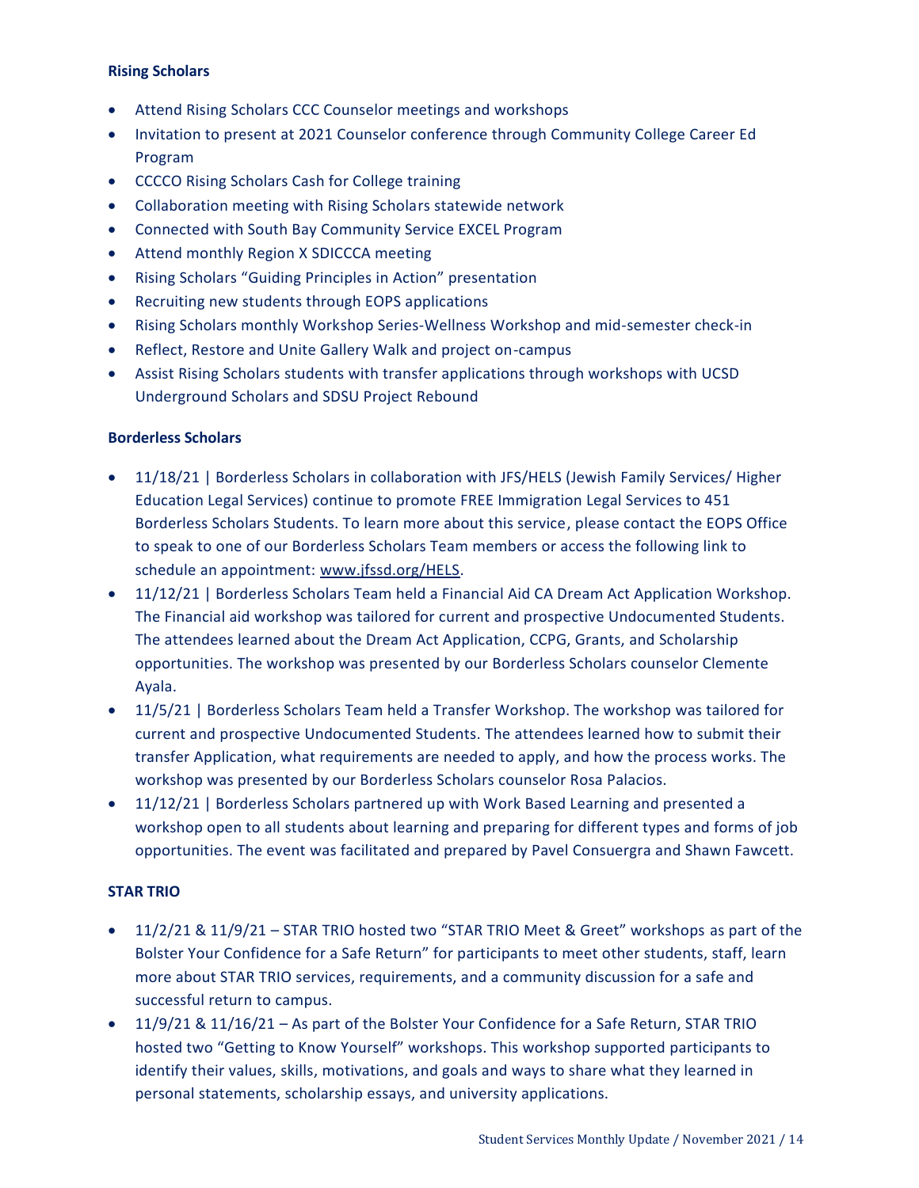**Rising Scholars**

- Attend Rising Scholars CCC Counselor meetings and workshops
- Invitation to present at 2021 Counselor conference through Community College Career Ed Program
- CCCCO Rising Scholars Cash for College training
- Collaboration meeting with Rising Scholars statewide network
- Connected with South Bay Community Service EXCEL Program
- Attend monthly Region X SDICCCA meeting
- Rising Scholars "Guiding Principles in Action" presentation
- Recruiting new students through EOPS applications
- Rising Scholars monthly Workshop Series-Wellness Workshop and mid-semester check-in
- Reflect, Restore and Unite Gallery Walk and project on-campus
- Assist Rising Scholars students with transfer applications through workshops with UCSD Underground Scholars and SDSU Project Rebound

**Borderless Scholars**

- 11/18/21 | Borderless Scholars in collaboration with JFS/HELS (Jewish Family Services/ Higher Education Legal Services) continue to promote FREE Immigration Legal Services to 451 Borderless Scholars Students. To learn more about this service, please contact the EOPS Office to speak to one of our Borderless Scholars Team members or access the following link to schedule an appointment: www.jfssd.org/HELS.
- 11/12/21 | Borderless Scholars Team held a Financial Aid CA Dream Act Application Workshop. The Financial aid workshop was tailored for current and prospective Undocumented Students. The attendees learned about the Dream Act Application, CCPG, Grants, and Scholarship opportunities. The workshop was presented by our Borderless Scholars counselor Clemente Ayala.
- 11/5/21 | Borderless Scholars Team held a Transfer Workshop. The workshop was tailored for current and prospective Undocumented Students. The attendees learned how to submit their transfer Application, what requirements are needed to apply, and how the process works. The workshop was presented by our Borderless Scholars counselor Rosa Palacios.
- 11/12/21 | Borderless Scholars partnered up with Work Based Learning and presented a workshop open to all students about learning and preparing for different types and forms of job opportunities. The event was facilitated and prepared by Pavel Consuergra and Shawn Fawcett.

**STAR TRIO**

- 11/2/21 & 11/9/21 – STAR TRIO hosted two "STAR TRIO Meet & Greet" workshops as part of the Bolster Your Confidence for a Safe Return" for participants to meet other students, staff, learn more about STAR TRIO services, requirements, and a community discussion for a safe and successful return to campus.
- 11/9/21 & 11/16/21 – As part of the Bolster Your Confidence for a Safe Return, STAR TRIO hosted two "Getting to Know Yourself" workshops. This workshop supported participants to identify their values, skills, motivations, and goals and ways to share what they learned in personal statements, scholarship essays, and university applications.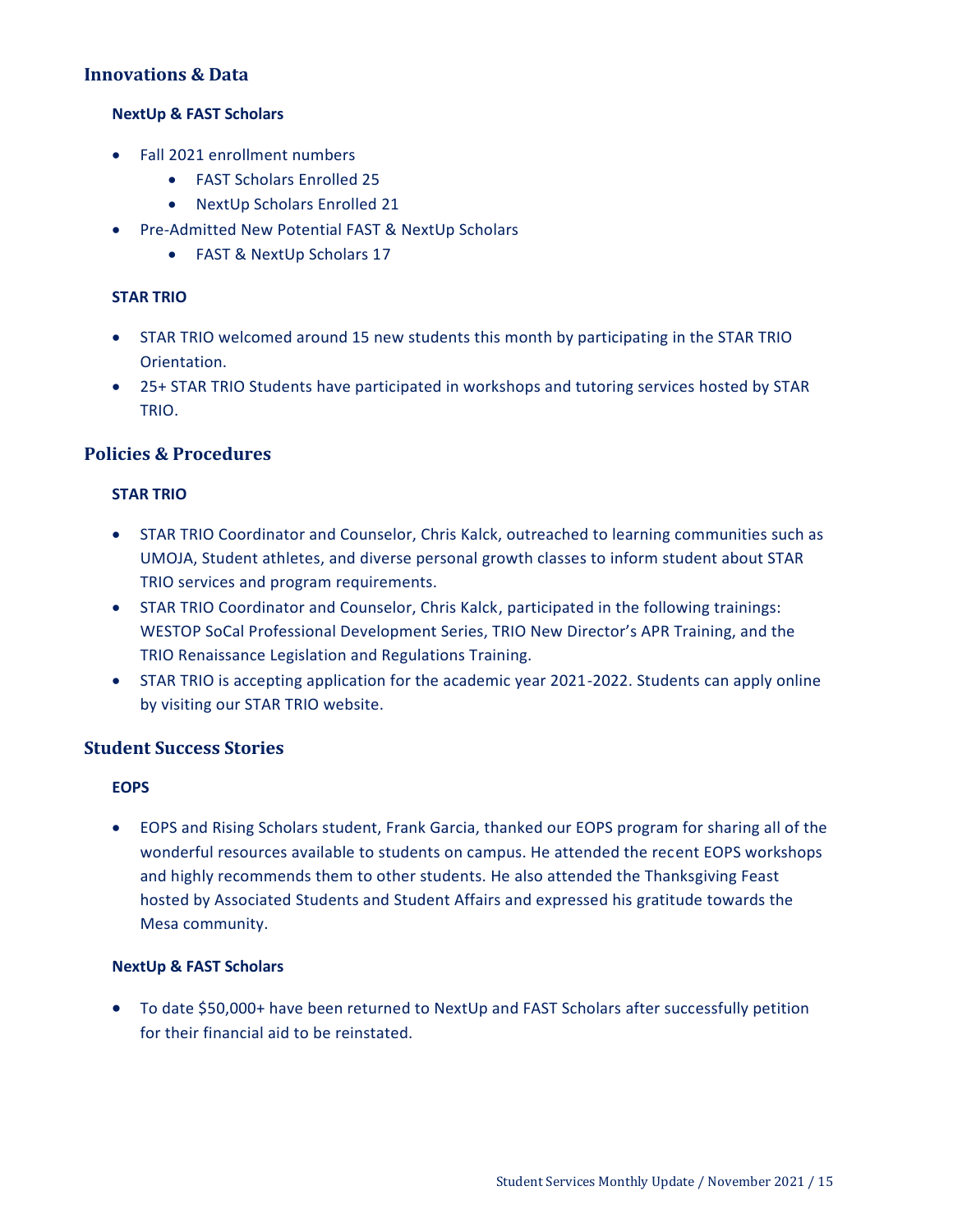## Innovations & Data

### NextUp & FAST Scholars

- Fall 2021 enrollment numbers
  - FAST Scholars Enrolled 25
  - NextUp Scholars Enrolled 21
- Pre-Admitted New Potential FAST & NextUp Scholars
  - FAST & NextUp Scholars 17

### STAR TRIO

- STAR TRIO welcomed around 15 new students this month by participating in the STAR TRIO Orientation.
- 25+ STAR TRIO Students have participated in workshops and tutoring services hosted by STAR TRIO.

## Policies & Procedures

### STAR TRIO

- STAR TRIO Coordinator and Counselor, Chris Kalck, outreached to learning communities such as UMOJA, Student athletes, and diverse personal growth classes to inform student about STAR TRIO services and program requirements.
- STAR TRIO Coordinator and Counselor, Chris Kalck, participated in the following trainings: WESTOP SoCal Professional Development Series, TRIO New Director's APR Training, and the TRIO Renaissance Legislation and Regulations Training.
- STAR TRIO is accepting application for the academic year 2021-2022. Students can apply online by visiting our STAR TRIO website.

## Student Success Stories

### EOPS

- EOPS and Rising Scholars student, Frank Garcia, thanked our EOPS program for sharing all of the wonderful resources available to students on campus. He attended the recent EOPS workshops and highly recommends them to other students. He also attended the Thanksgiving Feast hosted by Associated Students and Student Affairs and expressed his gratitude towards the Mesa community.

### NextUp & FAST Scholars

- To date $50,000+ have been returned to NextUp and FAST Scholars after successfully petition for their financial aid to be reinstated.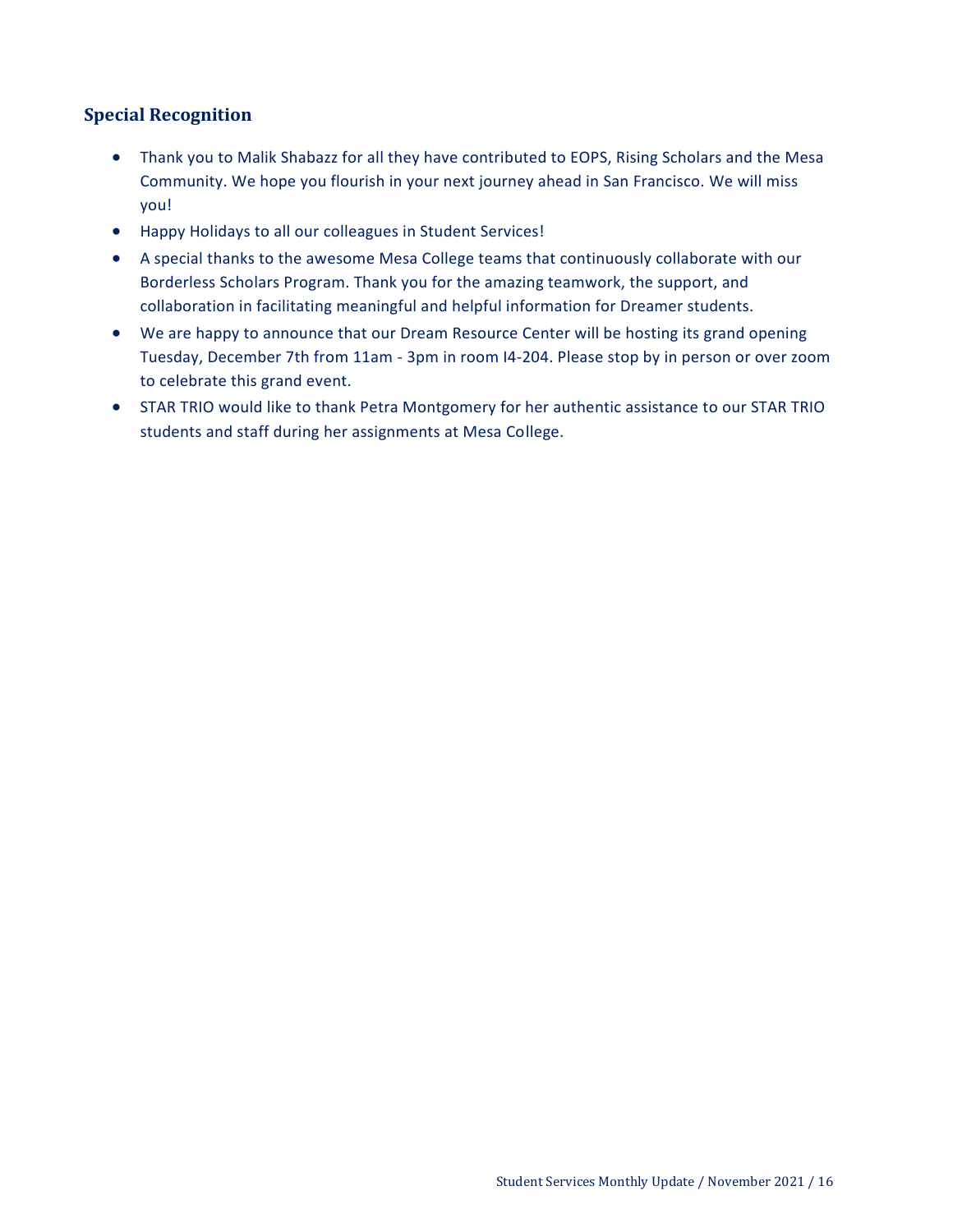## Special Recognition

- Thank you to Malik Shabazz for all they have contributed to EOPS, Rising Scholars and the Mesa Community. We hope you flourish in your next journey ahead in San Francisco. We will miss you!
- Happy Holidays to all our colleagues in Student Services!
- A special thanks to the awesome Mesa College teams that continuously collaborate with our Borderless Scholars Program. Thank you for the amazing teamwork, the support, and collaboration in facilitating meaningful and helpful information for Dreamer students.
- We are happy to announce that our Dream Resource Center will be hosting its grand opening Tuesday, December 7th from 11am - 3pm in room I4-204. Please stop by in person or over zoom to celebrate this grand event.
- STAR TRIO would like to thank Petra Montgomery for her authentic assistance to our STAR TRIO students and staff during her assignments at Mesa College.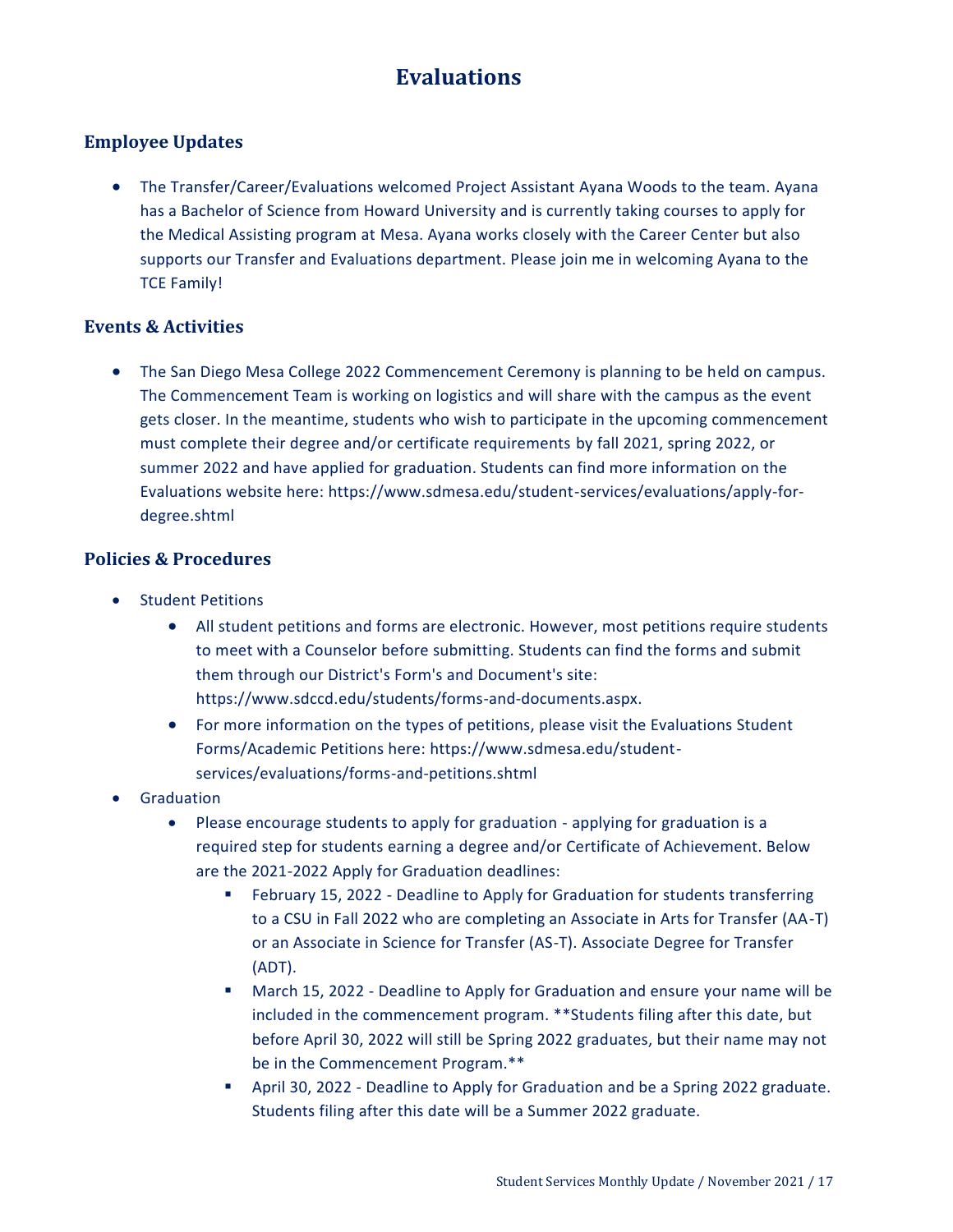# Evaluations

## Employee Updates

- The Transfer/Career/Evaluations welcomed Project Assistant Ayana Woods to the team. Ayana has a Bachelor of Science from Howard University and is currently taking courses to apply for the Medical Assisting program at Mesa. Ayana works closely with the Career Center but also supports our Transfer and Evaluations department. Please join me in welcoming Ayana to the TCE Family!

## Events & Activities

- The San Diego Mesa College 2022 Commencement Ceremony is planning to be held on campus. The Commencement Team is working on logistics and will share with the campus as the event gets closer. In the meantime, students who wish to participate in the upcoming commencement must complete their degree and/or certificate requirements by fall 2021, spring 2022, or summer 2022 and have applied for graduation. Students can find more information on the Evaluations website here: https://www.sdmesa.edu/student-services/evaluations/apply-for-degree.shtml

## Policies & Procedures

- Student Petitions
  - All student petitions and forms are electronic. However, most petitions require students to meet with a Counselor before submitting. Students can find the forms and submit them through our District's Form's and Document's site: https://www.sdccd.edu/students/forms-and-documents.aspx.
  - For more information on the types of petitions, please visit the Evaluations Student Forms/Academic Petitions here: https://www.sdmesa.edu/student-services/evaluations/forms-and-petitions.shtml
- Graduation
  - Please encourage students to apply for graduation - applying for graduation is a required step for students earning a degree and/or Certificate of Achievement. Below are the 2021-2022 Apply for Graduation deadlines:
    - February 15, 2022 - Deadline to Apply for Graduation for students transferring to a CSU in Fall 2022 who are completing an Associate in Arts for Transfer (AA-T) or an Associate in Science for Transfer (AS-T). Associate Degree for Transfer (ADT).
    - March 15, 2022 - Deadline to Apply for Graduation and ensure your name will be included in the commencement program. **Students filing after this date, but before April 30, 2022 will still be Spring 2022 graduates, but their name may not be in the Commencement Program.**
    - April 30, 2022 - Deadline to Apply for Graduation and be a Spring 2022 graduate. Students filing after this date will be a Summer 2022 graduate.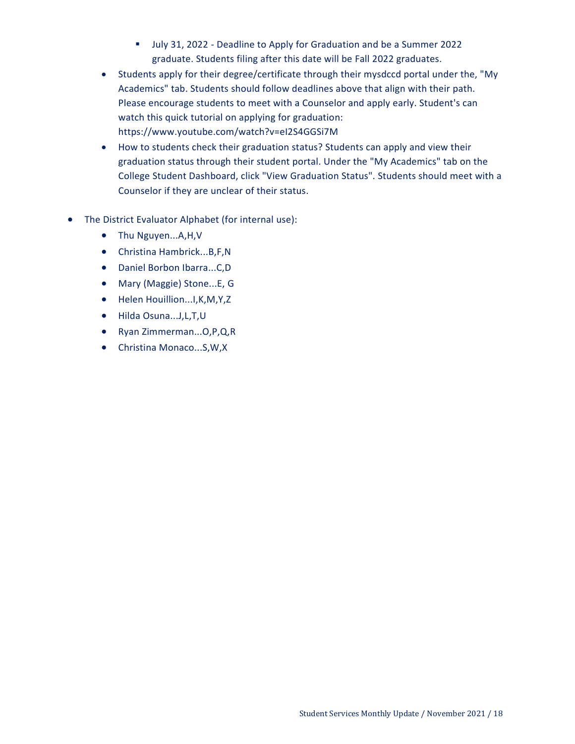- July 31, 2022 - Deadline to Apply for Graduation and be a Summer 2022 graduate. Students filing after this date will be Fall 2022 graduates.
    - Students apply for their degree/certificate through their mysdccd portal under the, "My Academics" tab. Students should follow deadlines above that align with their path. Please encourage students to meet with a Counselor and apply early. Student's can watch this quick tutorial on applying for graduation: https://www.youtube.com/watch?v=eI2S4GGSi7M
    - How to students check their graduation status? Students can apply and view their graduation status through their student portal. Under the "My Academics" tab on the College Student Dashboard, click "View Graduation Status". Students should meet with a Counselor if they are unclear of their status.

- The District Evaluator Alphabet (for internal use):
    - Thu Nguyen...A,H,V
    - Christina Hambrick...B,F,N
    - Daniel Borbon Ibarra...C,D
    - Mary (Maggie) Stone...E, G
    - Helen Houillion...I,K,M,Y,Z
    - Hilda Osuna...J,L,T,U
    - Ryan Zimmerman...O,P,Q,R
    - Christina Monaco...S,W,X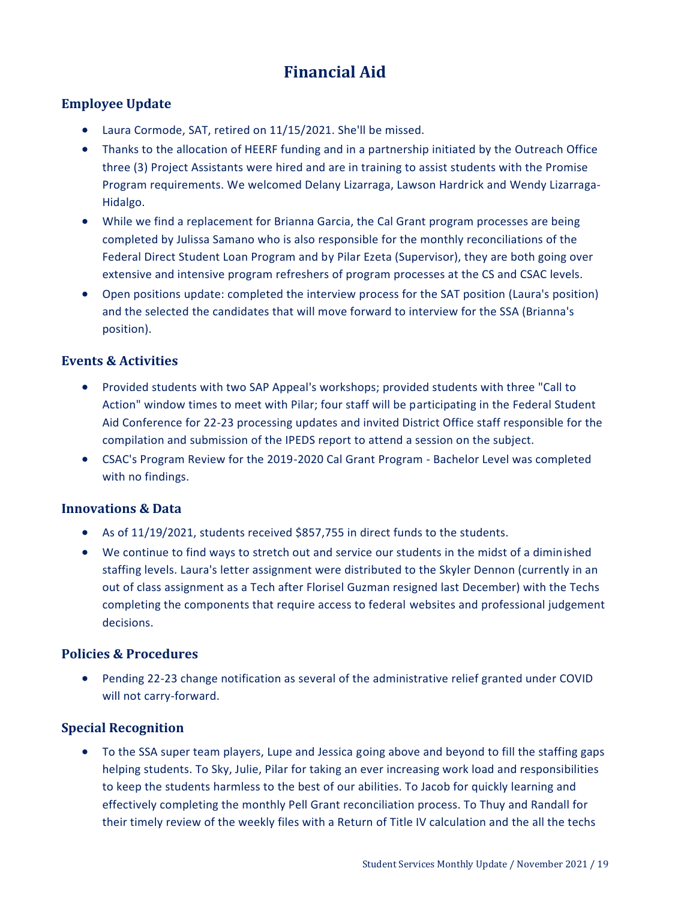# Financial Aid

## Employee Update

- Laura Cormode, SAT, retired on 11/15/2021. She'll be missed.
- Thanks to the allocation of HEERF funding and in a partnership initiated by the Outreach Office three (3) Project Assistants were hired and are in training to assist students with the Promise Program requirements. We welcomed Delany Lizarraga, Lawson Hardrick and Wendy Lizarraga-Hidalgo.
- While we find a replacement for Brianna Garcia, the Cal Grant program processes are being completed by Julissa Samano who is also responsible for the monthly reconciliations of the Federal Direct Student Loan Program and by Pilar Ezeta (Supervisor), they are both going over extensive and intensive program refreshers of program processes at the CS and CSAC levels.
- Open positions update: completed the interview process for the SAT position (Laura's position) and the selected the candidates that will move forward to interview for the SSA (Brianna's position).

## Events & Activities

- Provided students with two SAP Appeal's workshops; provided students with three "Call to Action" window times to meet with Pilar; four staff will be participating in the Federal Student Aid Conference for 22-23 processing updates and invited District Office staff responsible for the compilation and submission of the IPEDS report to attend a session on the subject.
- CSAC's Program Review for the 2019-2020 Cal Grant Program - Bachelor Level was completed with no findings.

## Innovations & Data

- As of 11/19/2021, students received $857,755 in direct funds to the students.
- We continue to find ways to stretch out and service our students in the midst of a diminished staffing levels. Laura's letter assignment were distributed to the Skyler Dennon (currently in an out of class assignment as a Tech after Florisel Guzman resigned last December) with the Techs completing the components that require access to federal websites and professional judgement decisions.

## Policies & Procedures

- Pending 22-23 change notification as several of the administrative relief granted under COVID will not carry-forward.

## Special Recognition

- To the SSA super team players, Lupe and Jessica going above and beyond to fill the staffing gaps helping students. To Sky, Julie, Pilar for taking an ever increasing work load and responsibilities to keep the students harmless to the best of our abilities. To Jacob for quickly learning and effectively completing the monthly Pell Grant reconciliation process. To Thuy and Randall for their timely review of the weekly files with a Return of Title IV calculation and the all the techs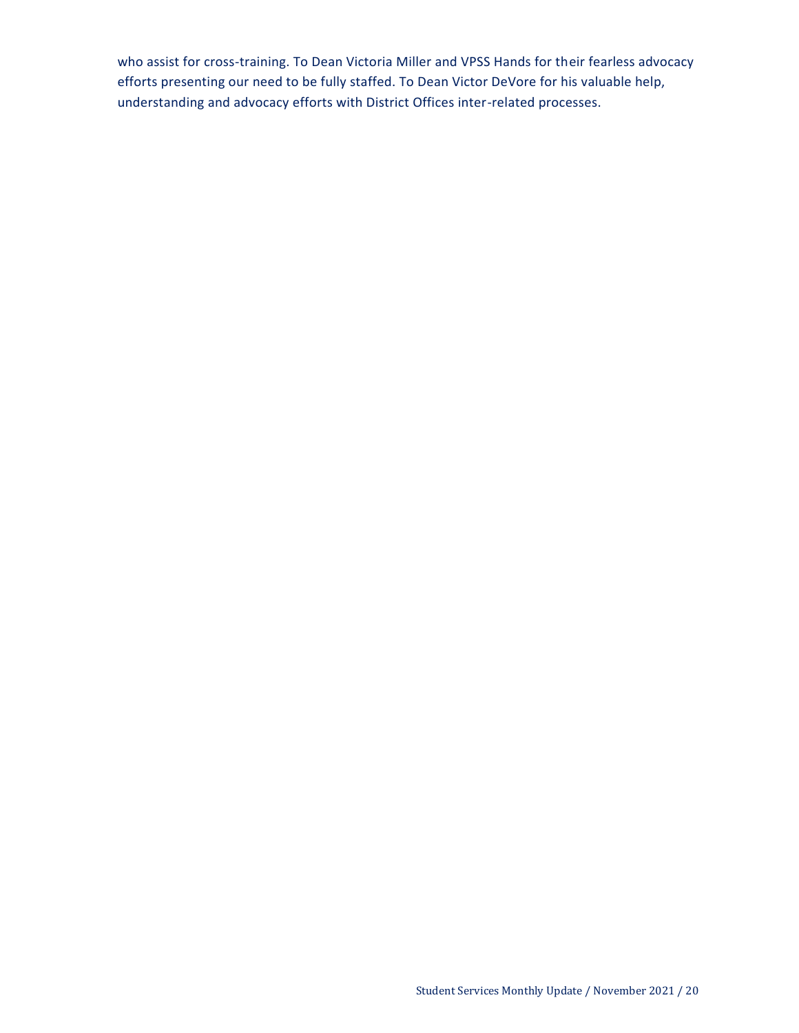who assist for cross-training. To Dean Victoria Miller and VPSS Hands for their fearless advocacy efforts presenting our need to be fully staffed. To Dean Victor DeVore for his valuable help, understanding and advocacy efforts with District Offices inter-related processes.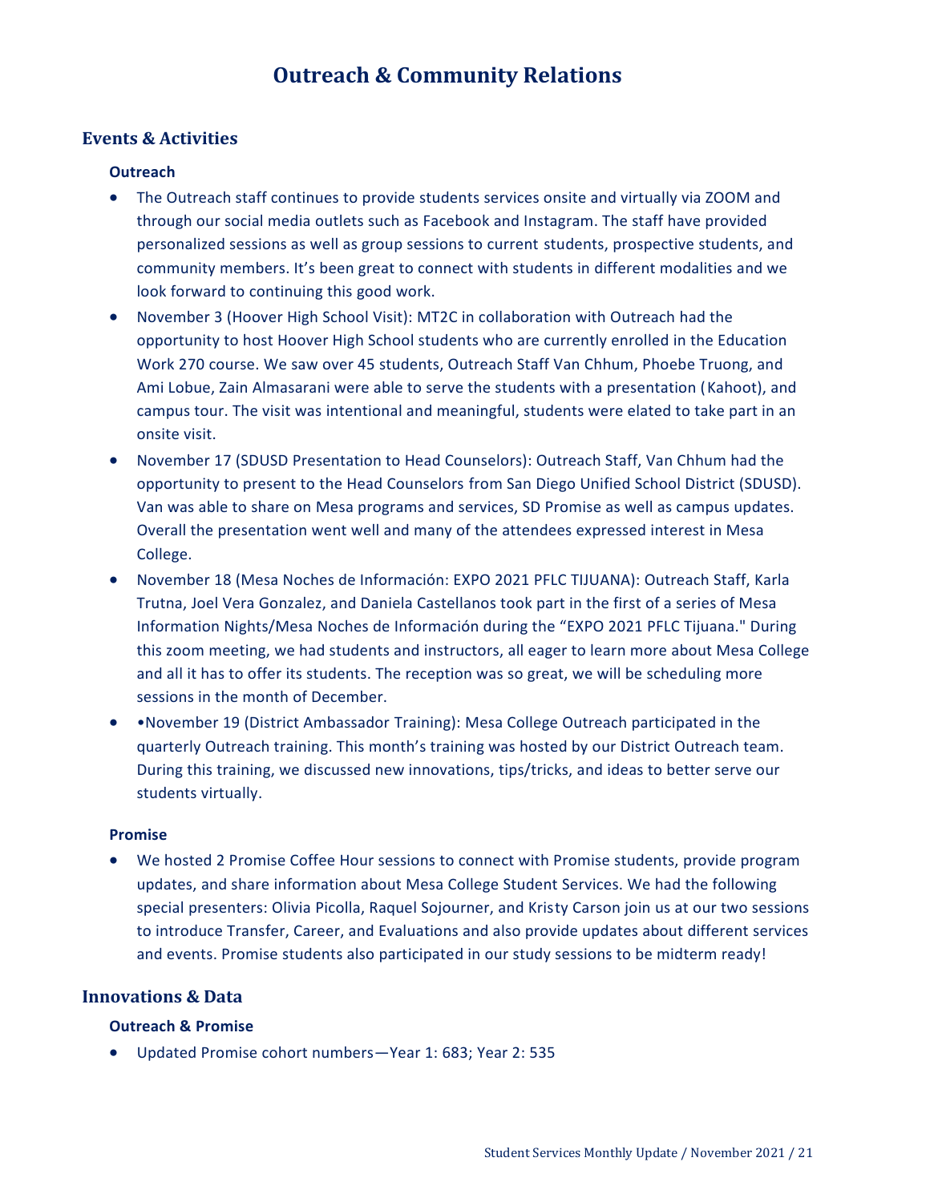# Outreach & Community Relations

## Events & Activities

### Outreach

- The Outreach staff continues to provide students services onsite and virtually via ZOOM and through our social media outlets such as Facebook and Instagram. The staff have provided personalized sessions as well as group sessions to current students, prospective students, and community members. It's been great to connect with students in different modalities and we look forward to continuing this good work.
- November 3 (Hoover High School Visit): MT2C in collaboration with Outreach had the opportunity to host Hoover High School students who are currently enrolled in the Education Work 270 course. We saw over 45 students, Outreach Staff Van Chhum, Phoebe Truong, and Ami Lobue, Zain Almasarani were able to serve the students with a presentation (Kahoot), and campus tour. The visit was intentional and meaningful, students were elated to take part in an onsite visit.
- November 17 (SDUSD Presentation to Head Counselors): Outreach Staff, Van Chhum had the opportunity to present to the Head Counselors from San Diego Unified School District (SDUSD). Van was able to share on Mesa programs and services, SD Promise as well as campus updates. Overall the presentation went well and many of the attendees expressed interest in Mesa College.
- November 18 (Mesa Noches de Información: EXPO 2021 PFLC TIJUANA): Outreach Staff, Karla Trutna, Joel Vera Gonzalez, and Daniela Castellanos took part in the first of a series of Mesa Information Nights/Mesa Noches de Información during the "EXPO 2021 PFLC Tijuana." During this zoom meeting, we had students and instructors, all eager to learn more about Mesa College and all it has to offer its students. The reception was so great, we will be scheduling more sessions in the month of December.
- •November 19 (District Ambassador Training): Mesa College Outreach participated in the quarterly Outreach training. This month's training was hosted by our District Outreach team. During this training, we discussed new innovations, tips/tricks, and ideas to better serve our students virtually.

### Promise

- We hosted 2 Promise Coffee Hour sessions to connect with Promise students, provide program updates, and share information about Mesa College Student Services. We had the following special presenters: Olivia Picolla, Raquel Sojourner, and Kristy Carson join us at our two sessions to introduce Transfer, Career, and Evaluations and also provide updates about different services and events. Promise students also participated in our study sessions to be midterm ready!

## Innovations & Data

### Outreach & Promise

- Updated Promise cohort numbers—Year 1: 683; Year 2: 535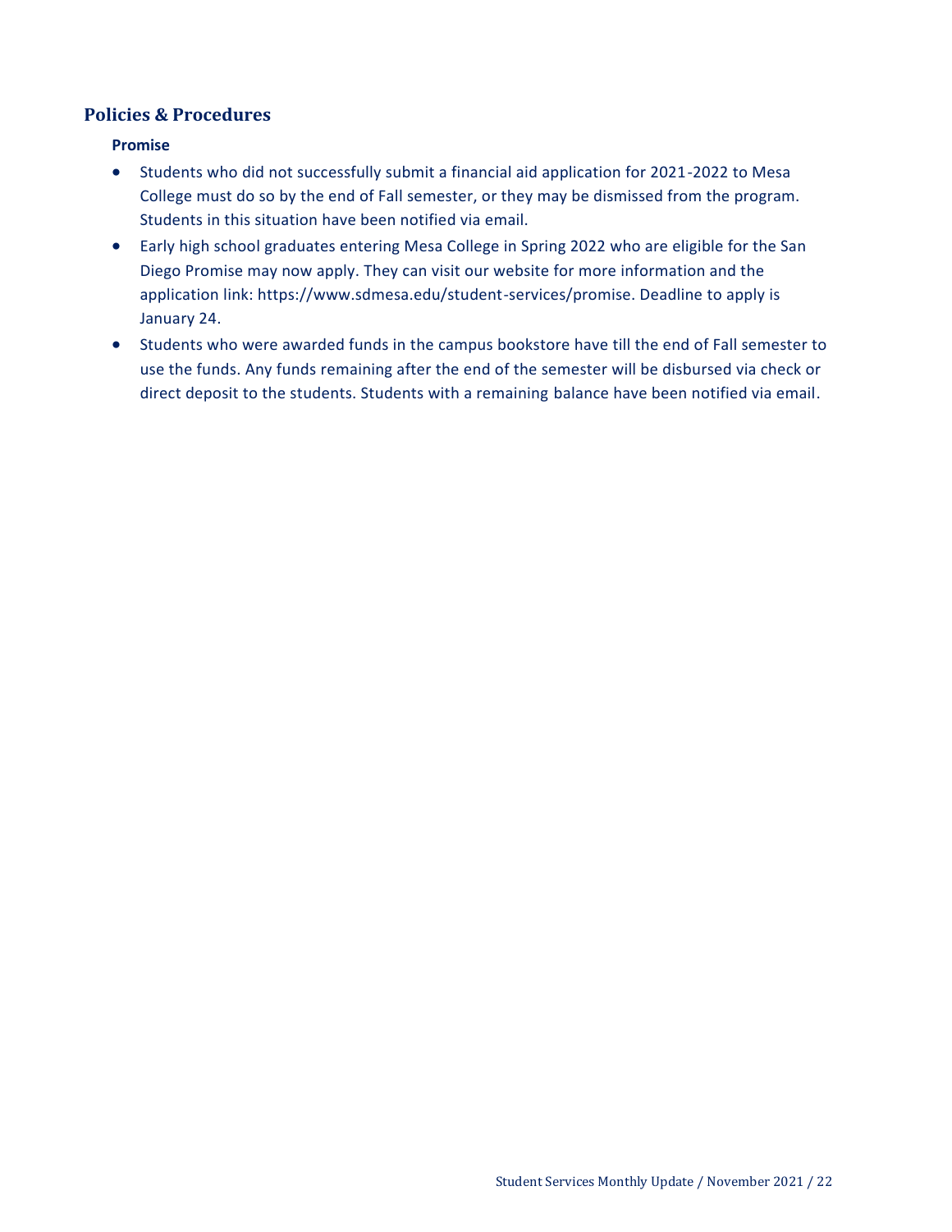## Policies & Procedures

### Promise

- Students who did not successfully submit a financial aid application for 2021-2022 to Mesa College must do so by the end of Fall semester, or they may be dismissed from the program. Students in this situation have been notified via email.
- Early high school graduates entering Mesa College in Spring 2022 who are eligible for the San Diego Promise may now apply. They can visit our website for more information and the application link: https://www.sdmesa.edu/student-services/promise. Deadline to apply is January 24.
- Students who were awarded funds in the campus bookstore have till the end of Fall semester to use the funds. Any funds remaining after the end of the semester will be disbursed via check or direct deposit to the students. Students with a remaining balance have been notified via email.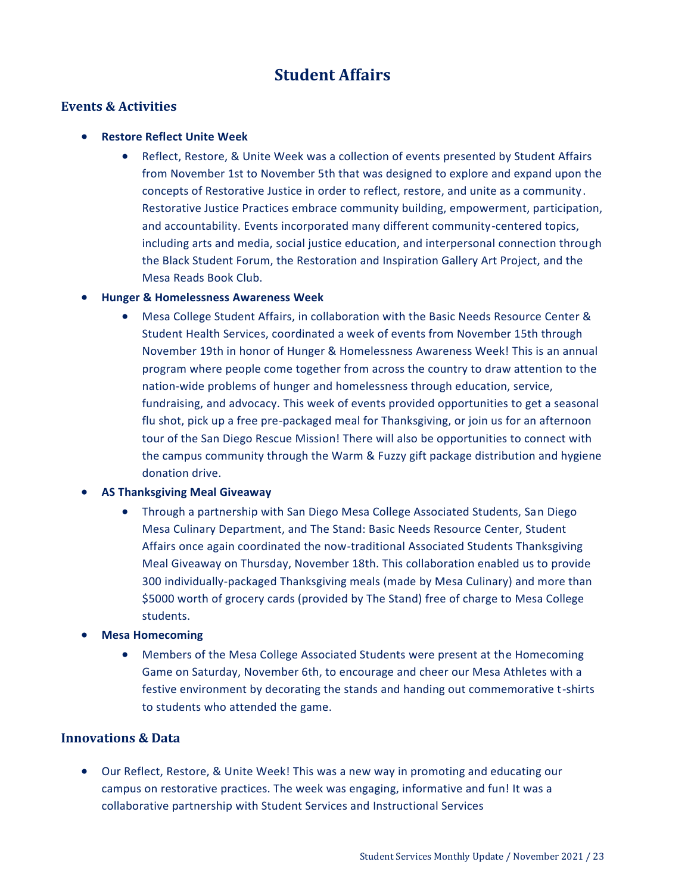# Student Affairs

## Events & Activities

- **Restore Reflect Unite Week**
    - Reflect, Restore, & Unite Week was a collection of events presented by Student Affairs from November 1st to November 5th that was designed to explore and expand upon the concepts of Restorative Justice in order to reflect, restore, and unite as a community. Restorative Justice Practices embrace community building, empowerment, participation, and accountability. Events incorporated many different community-centered topics, including arts and media, social justice education, and interpersonal connection through the Black Student Forum, the Restoration and Inspiration Gallery Art Project, and the Mesa Reads Book Club.
- **Hunger & Homelessness Awareness Week**
    - Mesa College Student Affairs, in collaboration with the Basic Needs Resource Center & Student Health Services, coordinated a week of events from November 15th through November 19th in honor of Hunger & Homelessness Awareness Week! This is an annual program where people come together from across the country to draw attention to the nation-wide problems of hunger and homelessness through education, service, fundraising, and advocacy. This week of events provided opportunities to get a seasonal flu shot, pick up a free pre-packaged meal for Thanksgiving, or join us for an afternoon tour of the San Diego Rescue Mission! There will also be opportunities to connect with the campus community through the Warm & Fuzzy gift package distribution and hygiene donation drive.
- **AS Thanksgiving Meal Giveaway**
    - Through a partnership with San Diego Mesa College Associated Students, San Diego Mesa Culinary Department, and The Stand: Basic Needs Resource Center, Student Affairs once again coordinated the now-traditional Associated Students Thanksgiving Meal Giveaway on Thursday, November 18th. This collaboration enabled us to provide 300 individually-packaged Thanksgiving meals (made by Mesa Culinary) and more than $5000 worth of grocery cards (provided by The Stand) free of charge to Mesa College students.
- **Mesa Homecoming**
    - Members of the Mesa College Associated Students were present at the Homecoming Game on Saturday, November 6th, to encourage and cheer our Mesa Athletes with a festive environment by decorating the stands and handing out commemorative t-shirts to students who attended the game.

## Innovations & Data

- Our Reflect, Restore, & Unite Week! This was a new way in promoting and educating our campus on restorative practices. The week was engaging, informative and fun! It was a collaborative partnership with Student Services and Instructional Services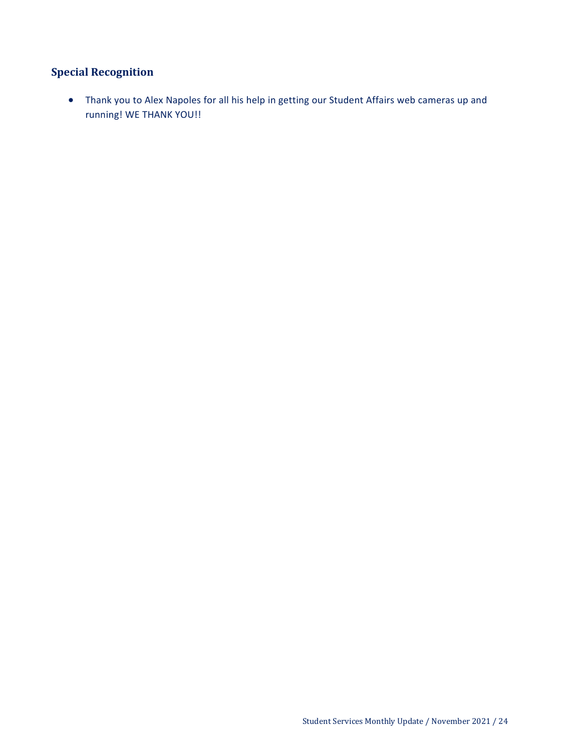## Special Recognition

- Thank you to Alex Napoles for all his help in getting our Student Affairs web cameras up and running! WE THANK YOU!!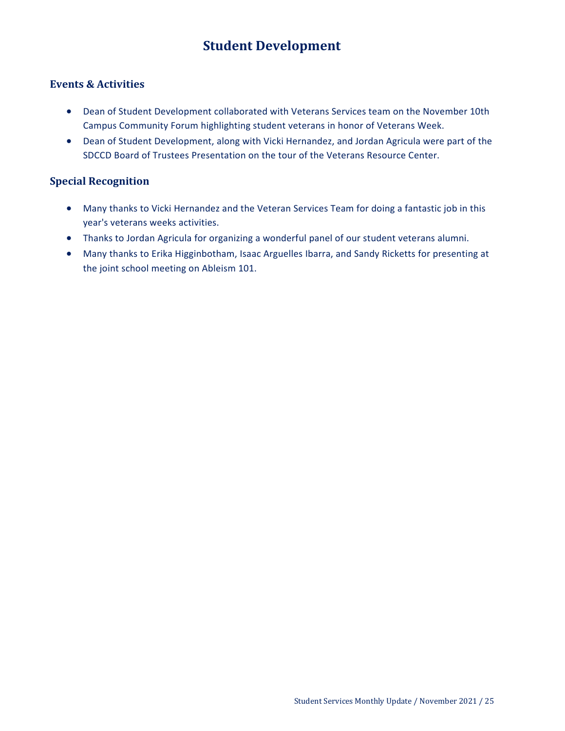# Student Development

## Events & Activities

- Dean of Student Development collaborated with Veterans Services team on the November 10th Campus Community Forum highlighting student veterans in honor of Veterans Week.
- Dean of Student Development, along with Vicki Hernandez, and Jordan Agricula were part of the SDCCD Board of Trustees Presentation on the tour of the Veterans Resource Center.

## Special Recognition

- Many thanks to Vicki Hernandez and the Veteran Services Team for doing a fantastic job in this year's veterans weeks activities.
- Thanks to Jordan Agricula for organizing a wonderful panel of our student veterans alumni.
- Many thanks to Erika Higginbotham, Isaac Arguelles Ibarra, and Sandy Ricketts for presenting at the joint school meeting on Ableism 101.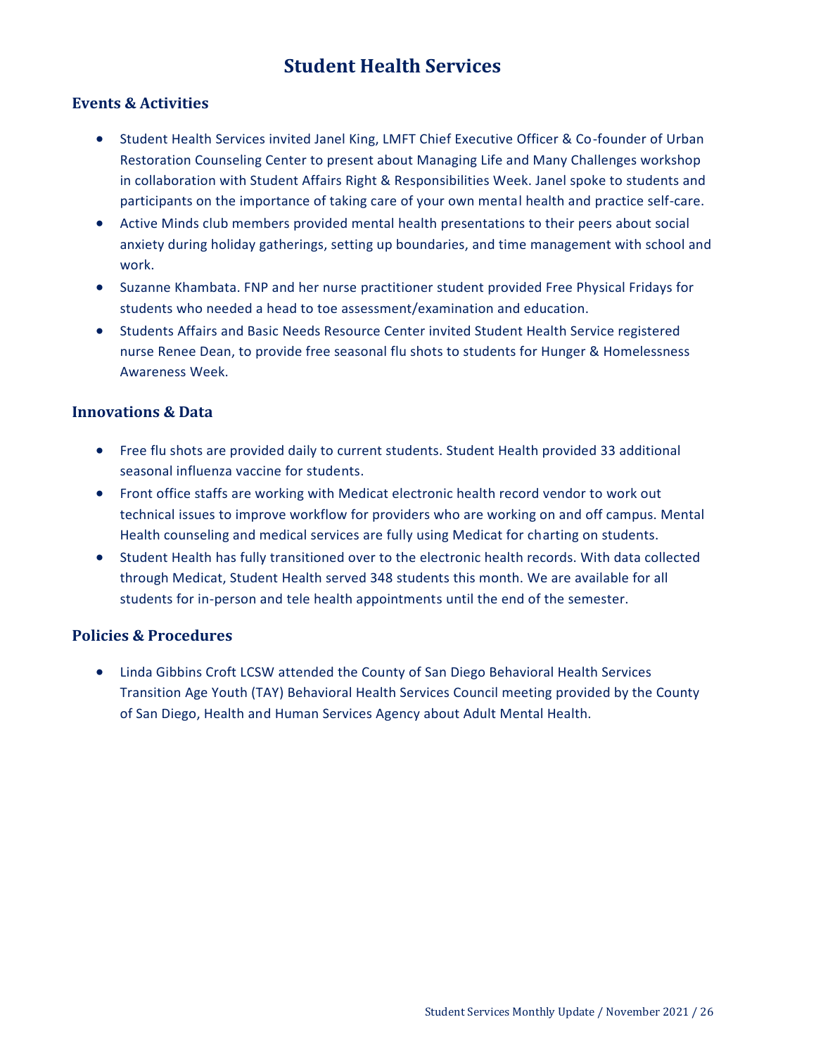# Student Health Services

## Events & Activities

- Student Health Services invited Janel King, LMFT Chief Executive Officer & Co-founder of Urban Restoration Counseling Center to present about Managing Life and Many Challenges workshop in collaboration with Student Affairs Right & Responsibilities Week. Janel spoke to students and participants on the importance of taking care of your own mental health and practice self-care.
- Active Minds club members provided mental health presentations to their peers about social anxiety during holiday gatherings, setting up boundaries, and time management with school and work.
- Suzanne Khambata. FNP and her nurse practitioner student provided Free Physical Fridays for students who needed a head to toe assessment/examination and education.
- Students Affairs and Basic Needs Resource Center invited Student Health Service registered nurse Renee Dean, to provide free seasonal flu shots to students for Hunger & Homelessness Awareness Week.

## Innovations & Data

- Free flu shots are provided daily to current students. Student Health provided 33 additional seasonal influenza vaccine for students.
- Front office staffs are working with Medicat electronic health record vendor to work out technical issues to improve workflow for providers who are working on and off campus. Mental Health counseling and medical services are fully using Medicat for charting on students.
- Student Health has fully transitioned over to the electronic health records. With data collected through Medicat, Student Health served 348 students this month. We are available for all students for in-person and tele health appointments until the end of the semester.

## Policies & Procedures

- Linda Gibbins Croft LCSW attended the County of San Diego Behavioral Health Services Transition Age Youth (TAY) Behavioral Health Services Council meeting provided by the County of San Diego, Health and Human Services Agency about Adult Mental Health.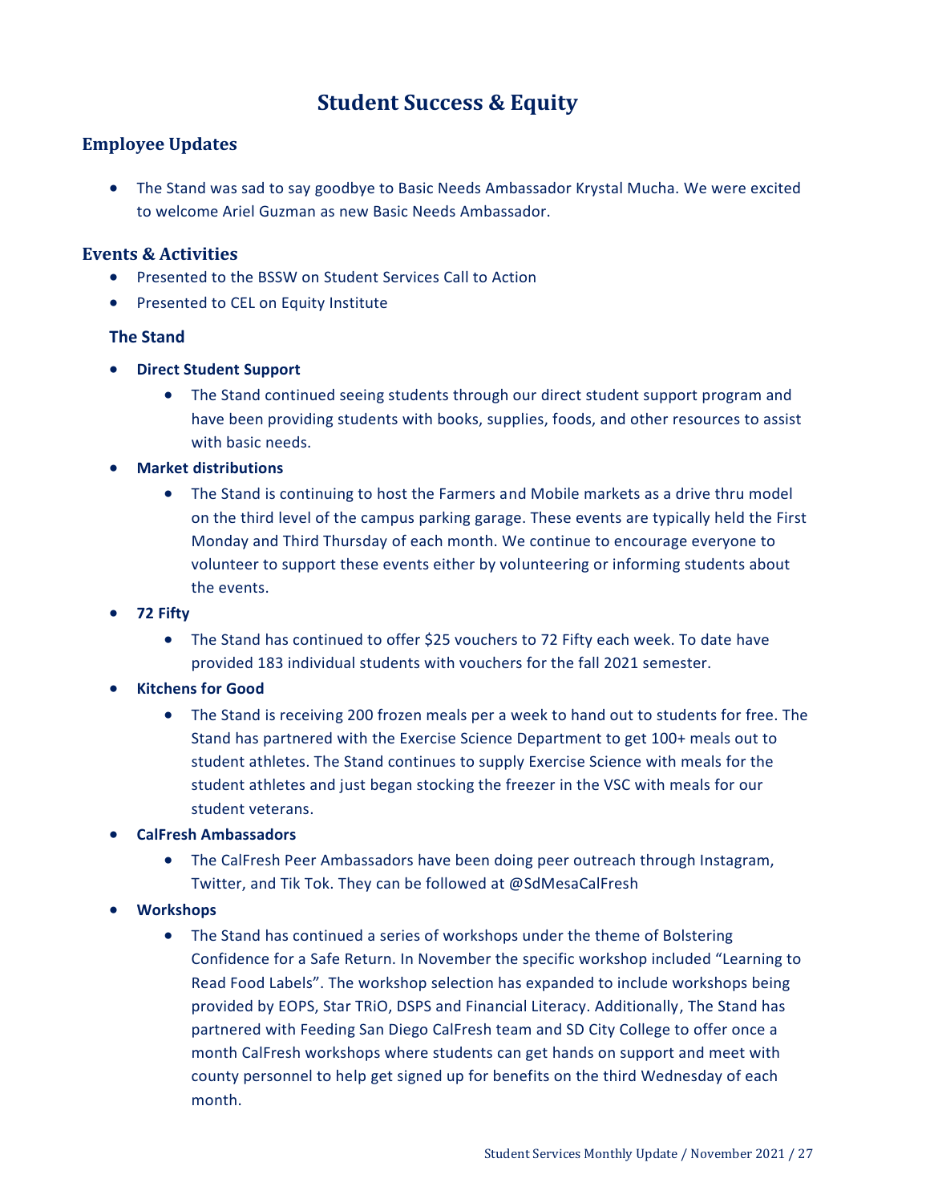# Student Success & Equity

## Employee Updates

- The Stand was sad to say goodbye to Basic Needs Ambassador Krystal Mucha. We were excited to welcome Ariel Guzman as new Basic Needs Ambassador.

## Events & Activities

- Presented to the BSSW on Student Services Call to Action
- Presented to CEL on Equity Institute

### The Stand

- **Direct Student Support**
  - The Stand continued seeing students through our direct student support program and have been providing students with books, supplies, foods, and other resources to assist with basic needs.
- **Market distributions**
  - The Stand is continuing to host the Farmers and Mobile markets as a drive thru model on the third level of the campus parking garage. These events are typically held the First Monday and Third Thursday of each month. We continue to encourage everyone to volunteer to support these events either by volunteering or informing students about the events.
- **72 Fifty**
  - The Stand has continued to offer $25 vouchers to 72 Fifty each week. To date have provided 183 individual students with vouchers for the fall 2021 semester.
- **Kitchens for Good**
  - The Stand is receiving 200 frozen meals per a week to hand out to students for free. The Stand has partnered with the Exercise Science Department to get 100+ meals out to student athletes. The Stand continues to supply Exercise Science with meals for the student athletes and just began stocking the freezer in the VSC with meals for our student veterans.
- **CalFresh Ambassadors**
  - The CalFresh Peer Ambassadors have been doing peer outreach through Instagram, Twitter, and Tik Tok. They can be followed at @SdMesaCalFresh
- **Workshops**
  - The Stand has continued a series of workshops under the theme of Bolstering Confidence for a Safe Return. In November the specific workshop included "Learning to Read Food Labels". The workshop selection has expanded to include workshops being provided by EOPS, Star TRiO, DSPS and Financial Literacy. Additionally, The Stand has partnered with Feeding San Diego CalFresh team and SD City College to offer once a month CalFresh workshops where students can get hands on support and meet with county personnel to help get signed up for benefits on the third Wednesday of each month.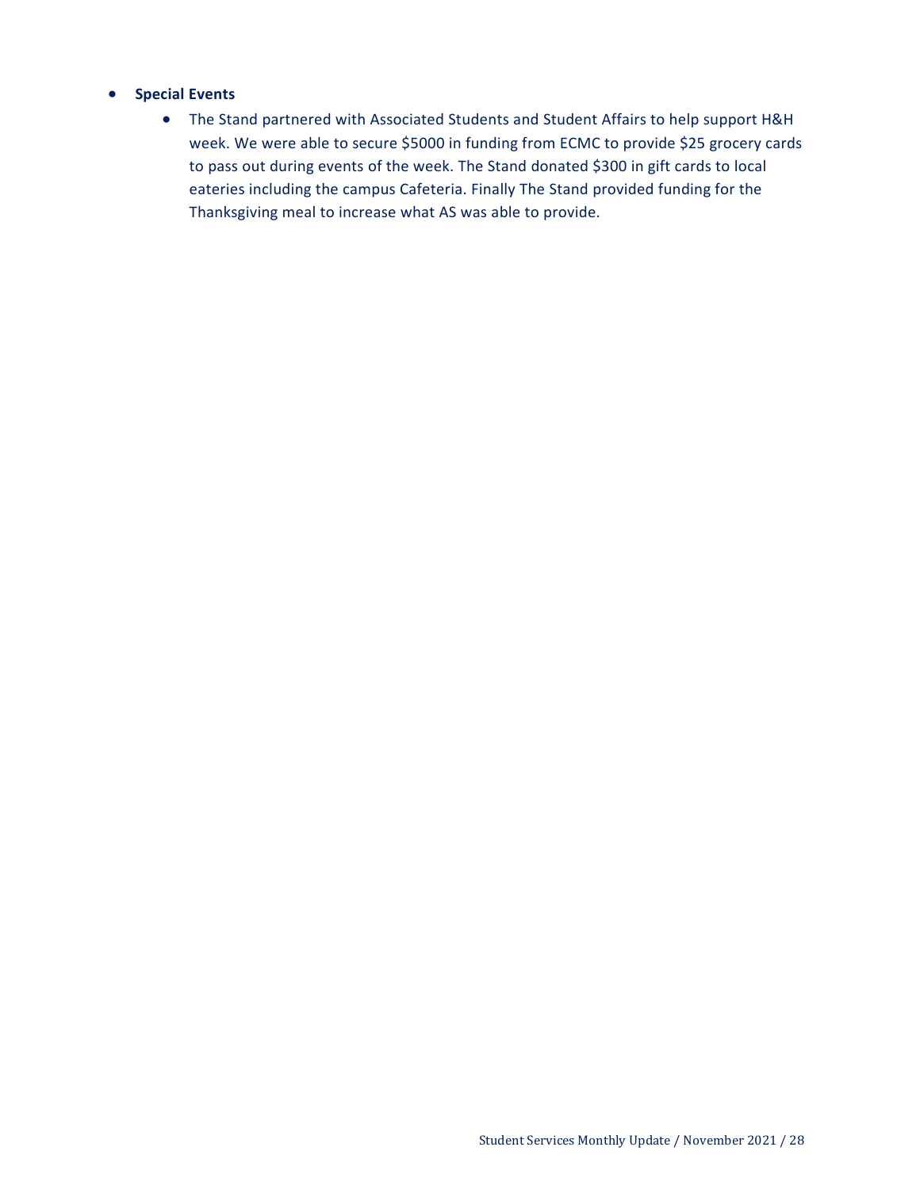- **Special Events**
  - The Stand partnered with Associated Students and Student Affairs to help support H&H week. We were able to secure $5000 in funding from ECMC to provide $25 grocery cards to pass out during events of the week. The Stand donated $300 in gift cards to local eateries including the campus Cafeteria. Finally The Stand provided funding for the Thanksgiving meal to increase what AS was able to provide.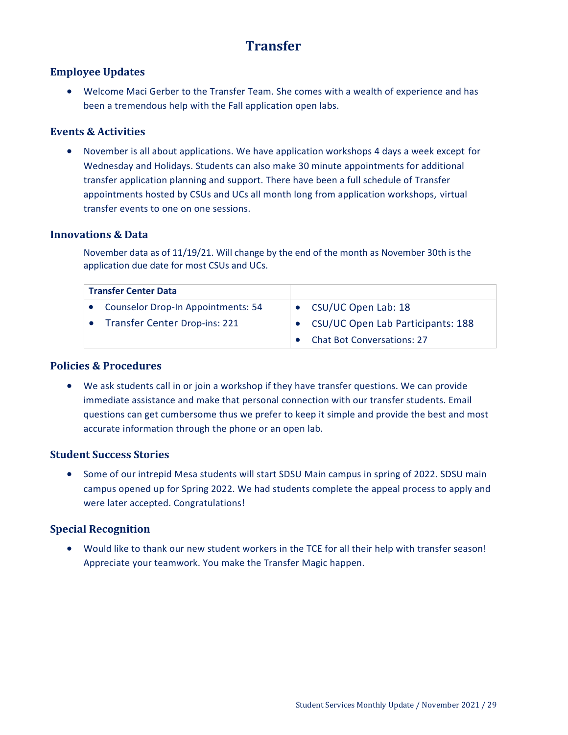# Transfer

## Employee Updates

- Welcome Maci Gerber to the Transfer Team. She comes with a wealth of experience and has been a tremendous help with the Fall application open labs.

## Events & Activities

- November is all about applications. We have application workshops 4 days a week except for Wednesday and Holidays. Students can also make 30 minute appointments for additional transfer application planning and support. There have been a full schedule of Transfer appointments hosted by CSUs and UCs all month long from application workshops, virtual transfer events to one on one sessions.

## Innovations & Data

November data as of 11/19/21. Will change by the end of the month as November 30th is the application due date for most CSUs and UCs.

| Transfer Center Data | |
|---|---|
| • Counselor Drop-In Appointments: 54<br>• Transfer Center Drop-ins: 221 | • CSU/UC Open Lab: 18<br>• CSU/UC Open Lab Participants: 188<br>• Chat Bot Conversations: 27 |

## Policies & Procedures

- We ask students call in or join a workshop if they have transfer questions. We can provide immediate assistance and make that personal connection with our transfer students. Email questions can get cumbersome thus we prefer to keep it simple and provide the best and most accurate information through the phone or an open lab.

## Student Success Stories

- Some of our intrepid Mesa students will start SDSU Main campus in spring of 2022. SDSU main campus opened up for Spring 2022. We had students complete the appeal process to apply and were later accepted. Congratulations!

## Special Recognition

- Would like to thank our new student workers in the TCE for all their help with transfer season! Appreciate your teamwork. You make the Transfer Magic happen.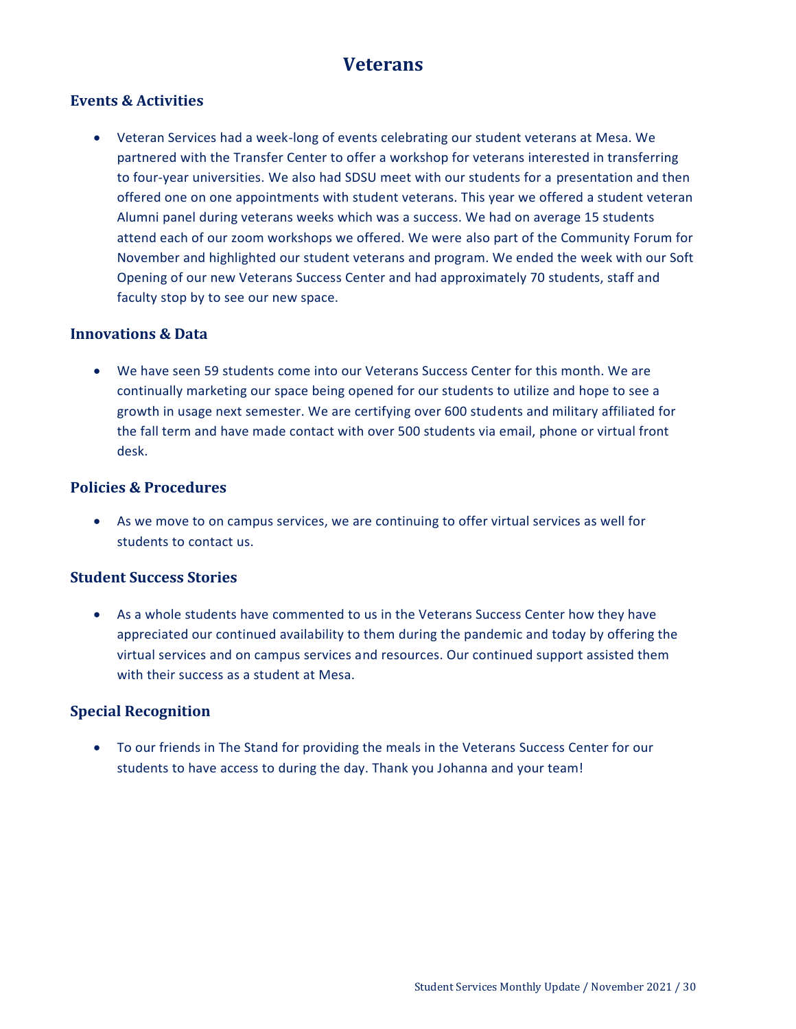# Veterans

## Events & Activities

- Veteran Services had a week-long of events celebrating our student veterans at Mesa. We partnered with the Transfer Center to offer a workshop for veterans interested in transferring to four-year universities. We also had SDSU meet with our students for a presentation and then offered one on one appointments with student veterans. This year we offered a student veteran Alumni panel during veterans weeks which was a success. We had on average 15 students attend each of our zoom workshops we offered. We were also part of the Community Forum for November and highlighted our student veterans and program. We ended the week with our Soft Opening of our new Veterans Success Center and had approximately 70 students, staff and faculty stop by to see our new space.

## Innovations & Data

- We have seen 59 students come into our Veterans Success Center for this month. We are continually marketing our space being opened for our students to utilize and hope to see a growth in usage next semester. We are certifying over 600 students and military affiliated for the fall term and have made contact with over 500 students via email, phone or virtual front desk.

## Policies & Procedures

- As we move to on campus services, we are continuing to offer virtual services as well for students to contact us.

## Student Success Stories

- As a whole students have commented to us in the Veterans Success Center how they have appreciated our continued availability to them during the pandemic and today by offering the virtual services and on campus services and resources. Our continued support assisted them with their success as a student at Mesa.

## Special Recognition

- To our friends in The Stand for providing the meals in the Veterans Success Center for our students to have access to during the day. Thank you Johanna and your team!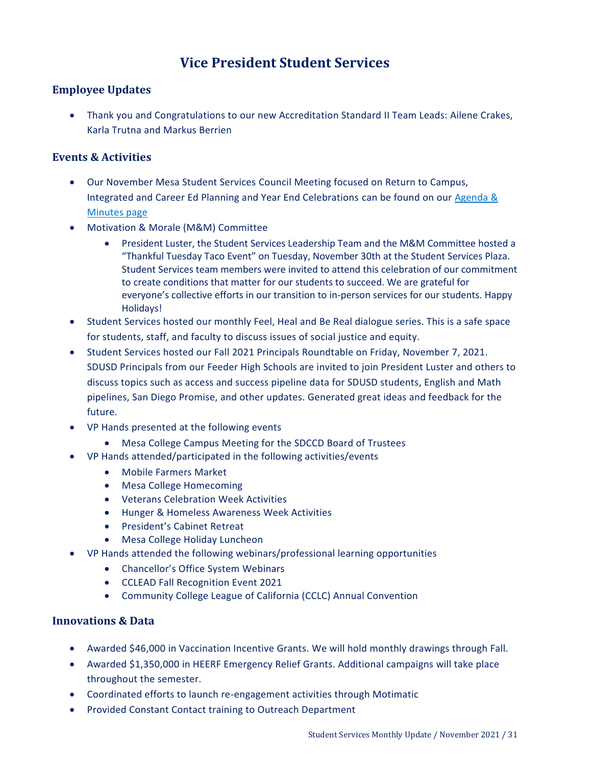# Vice President Student Services

## Employee Updates

- Thank you and Congratulations to our new Accreditation Standard II Team Leads: Ailene Crakes, Karla Trutna and Markus Berrien

## Events & Activities

- Our November Mesa Student Services Council Meeting focused on Return to Campus, Integrated and Career Ed Planning and Year End Celebrations can be found on our Agenda & Minutes page
- Motivation & Morale (M&M) Committee
  - President Luster, the Student Services Leadership Team and the M&M Committee hosted a "Thankful Tuesday Taco Event" on Tuesday, November 30th at the Student Services Plaza. Student Services team members were invited to attend this celebration of our commitment to create conditions that matter for our students to succeed. We are grateful for everyone's collective efforts in our transition to in-person services for our students. Happy Holidays!
- Student Services hosted our monthly Feel, Heal and Be Real dialogue series. This is a safe space for students, staff, and faculty to discuss issues of social justice and equity.
- Student Services hosted our Fall 2021 Principals Roundtable on Friday, November 7, 2021. SDUSD Principals from our Feeder High Schools are invited to join President Luster and others to discuss topics such as access and success pipeline data for SDUSD students, English and Math pipelines, San Diego Promise, and other updates. Generated great ideas and feedback for the future.
- VP Hands presented at the following events
  - Mesa College Campus Meeting for the SDCCD Board of Trustees
- VP Hands attended/participated in the following activities/events
  - Mobile Farmers Market
  - Mesa College Homecoming
  - Veterans Celebration Week Activities
  - Hunger & Homeless Awareness Week Activities
  - President's Cabinet Retreat
  - Mesa College Holiday Luncheon
- VP Hands attended the following webinars/professional learning opportunities
  - Chancellor's Office System Webinars
  - CCLEAD Fall Recognition Event 2021
  - Community College League of California (CCLC) Annual Convention

## Innovations & Data

- Awarded $46,000 in Vaccination Incentive Grants. We will hold monthly drawings through Fall.
- Awarded $1,350,000 in HEERF Emergency Relief Grants. Additional campaigns will take place throughout the semester.
- Coordinated efforts to launch re-engagement activities through Motimatic
- Provided Constant Contact training to Outreach Department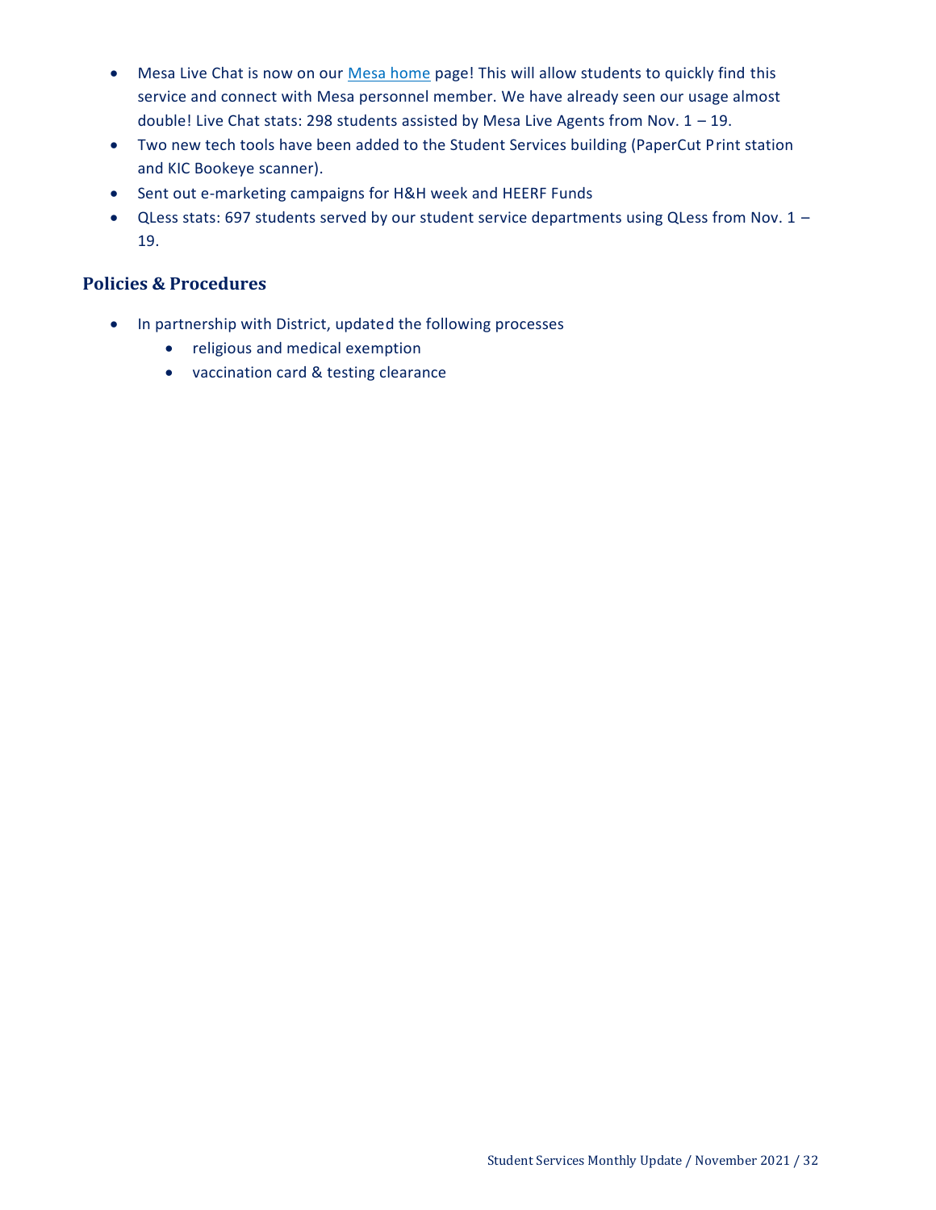- Mesa Live Chat is now on our [Mesa home](Mesa home) page! This will allow students to quickly find this service and connect with Mesa personnel member. We have already seen our usage almost double! Live Chat stats: 298 students assisted by Mesa Live Agents from Nov. 1 – 19.
- Two new tech tools have been added to the Student Services building (PaperCut Print station and KIC Bookeye scanner).
- Sent out e-marketing campaigns for H&H week and HEERF Funds
- QLess stats: 697 students served by our student service departments using QLess from Nov. 1 – 19.

### Policies & Procedures

- In partnership with District, updated the following processes
  - religious and medical exemption
  - vaccination card & testing clearance